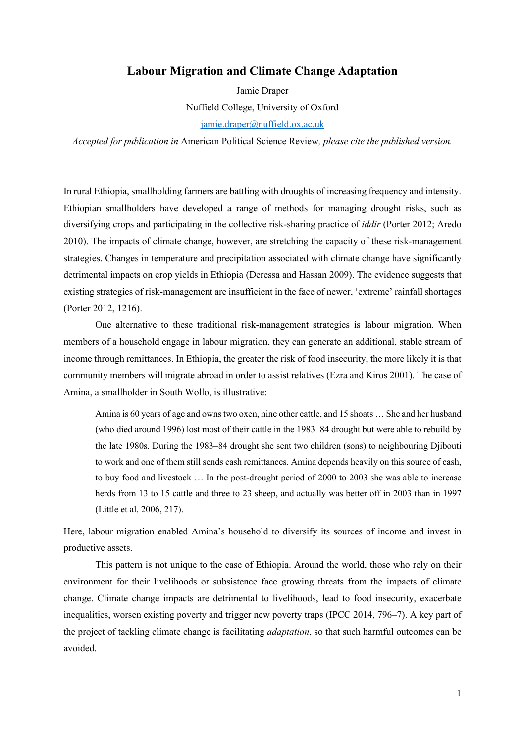# Labour Migration and Climate Change Adaptation

Jamie Draper

Nuffield College, University of Oxford

jamie.draper@nuffield.ox.ac.uk

*Accepted for publication in* American Political Science Review*, please cite the published version.*

In rural Ethiopia, smallholding farmers are battling with droughts of increasing frequency and intensity. Ethiopian smallholders have developed a range of methods for managing drought risks, such as diversifying crops and participating in the collective risk-sharing practice of *iddir* (Porter 2012; Aredo 2010). The impacts of climate change, however, are stretching the capacity of these risk-management strategies. Changes in temperature and precipitation associated with climate change have significantly detrimental impacts on crop yields in Ethiopia (Deressa and Hassan 2009). The evidence suggests that existing strategies of risk-management are insufficient in the face of newer, 'extreme' rainfall shortages (Porter 2012, 1216).

One alternative to these traditional risk-management strategies is labour migration. When members of a household engage in labour migration, they can generate an additional, stable stream of income through remittances. In Ethiopia, the greater the risk of food insecurity, the more likely it is that community members will migrate abroad in order to assist relatives (Ezra and Kiros 2001). The case of Amina, a smallholder in South Wollo, is illustrative:

> Amina is 60 years of age and owns two oxen, nine other cattle, and 15 shoats … She and her husband (who died around 1996) lost most of their cattle in the 1983–84 drought but were able to rebuild by the late 1980s. During the 1983–84 drought she sent two children (sons) to neighbouring Djibouti to work and one of them still sends cash remittances. Amina depends heavily on this source of cash, to buy food and livestock … In the post-drought period of 2000 to 2003 she was able to increase herds from 13 to 15 cattle and three to 23 sheep, and actually was better off in 2003 than in 1997 (Little et al. 2006, 217).

Here, labour migration enabled Amina's household to diversify its sources of income and invest in productive assets.

This pattern is not unique to the case of Ethiopia. Around the world, those who rely on their environment for their livelihoods or subsistence face growing threats from the impacts of climate change. Climate change impacts are detrimental to livelihoods, lead to food insecurity, exacerbate inequalities, worsen existing poverty and trigger new poverty traps (IPCC 2014, 796–7). A key part of the project of tackling climate change is facilitating *adaptation*, so that such harmful outcomes can be avoided.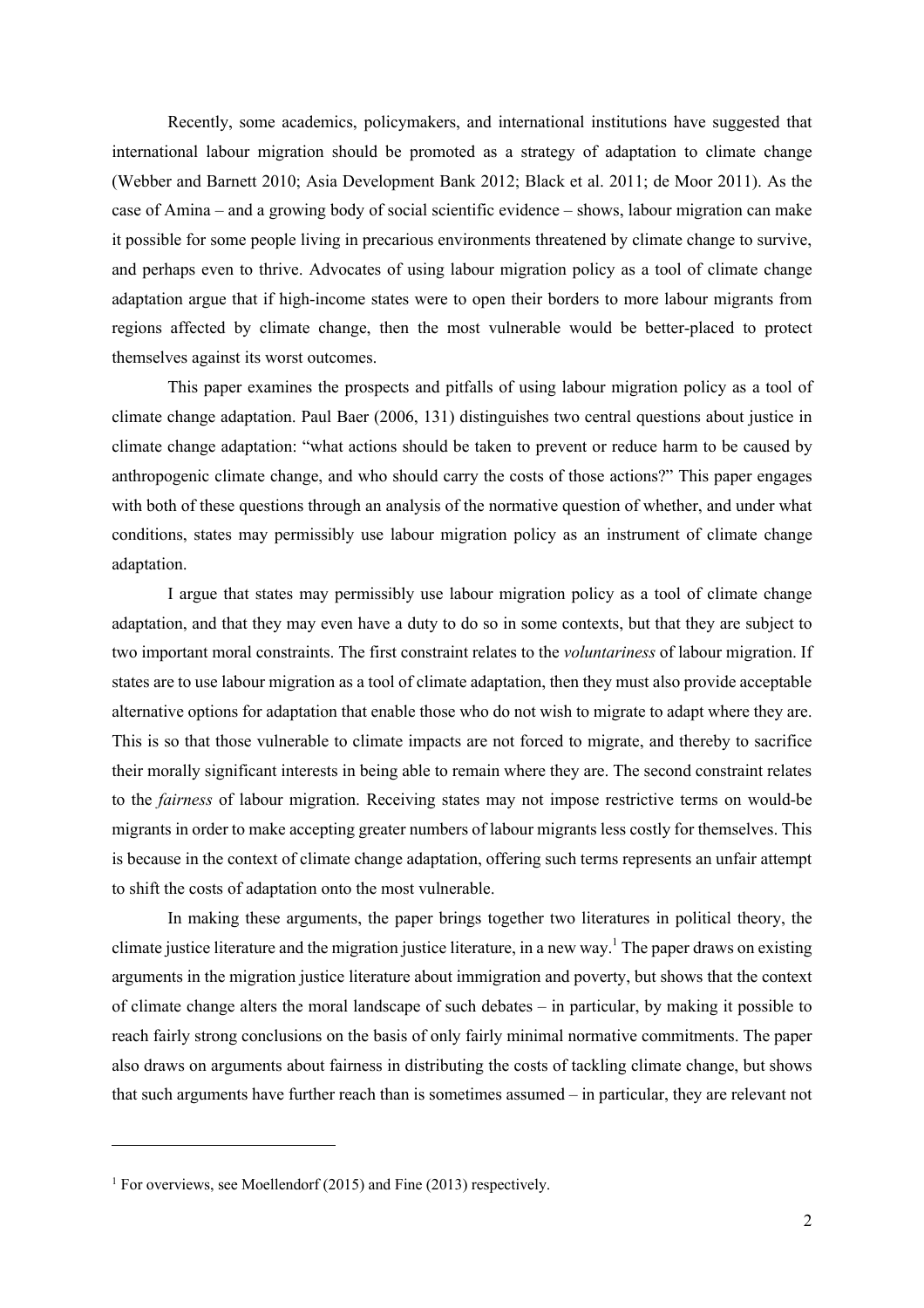Recently, some academics, policymakers, and international institutions have suggested that international labour migration should be promoted as a strategy of adaptation to climate change (Webber and Barnett 2010; Asia Development Bank 2012; Black et al. 2011; de Moor 2011). As the case of Amina – and a growing body of social scientific evidence – shows, labour migration can make it possible for some people living in precarious environments threatened by climate change to survive, and perhaps even to thrive. Advocates of using labour migration policy as a tool of climate change adaptation argue that if high-income states were to open their borders to more labour migrants from regions affected by climate change, then the most vulnerable would be better-placed to protect themselves against its worst outcomes.

This paper examines the prospects and pitfalls of using labour migration policy as a tool of climate change adaptation. Paul Baer (2006, 131) distinguishes two central questions about justice in climate change adaptation: "what actions should be taken to prevent or reduce harm to be caused by anthropogenic climate change, and who should carry the costs of those actions?" This paper engages with both of these questions through an analysis of the normative question of whether, and under what conditions, states may permissibly use labour migration policy as an instrument of climate change adaptation.

I argue that states may permissibly use labour migration policy as a tool of climate change adaptation, and that they may even have a duty to do so in some contexts, but that they are subject to two important moral constraints. The first constraint relates to the *voluntariness* of labour migration. If states are to use labour migration as a tool of climate adaptation, then they must also provide acceptable alternative options for adaptation that enable those who do not wish to migrate to adapt where they are. This is so that those vulnerable to climate impacts are not forced to migrate, and thereby to sacrifice their morally significant interests in being able to remain where they are. The second constraint relates to the *fairness* of labour migration. Receiving states may not impose restrictive terms on would-be migrants in order to make accepting greater numbers of labour migrants less costly for themselves. This is because in the context of climate change adaptation, offering such terms represents an unfair attempt to shift the costs of adaptation onto the most vulnerable.

In making these arguments, the paper brings together two literatures in political theory, the climate justice literature and the migration justice literature, in a new way.[1] The paper draws on existing arguments in the migration justice literature about immigration and poverty, but shows that the context of climate change alters the moral landscape of such debates – in particular, by making it possible to reach fairly strong conclusions on the basis of only fairly minimal normative commitments. The paper also draws on arguments about fairness in distributing the costs of tackling climate change, but shows that such arguments have further reach than is sometimes assumed – in particular, they are relevant not

[1] For overviews, see Moellendorf (2015) and Fine (2013) respectively.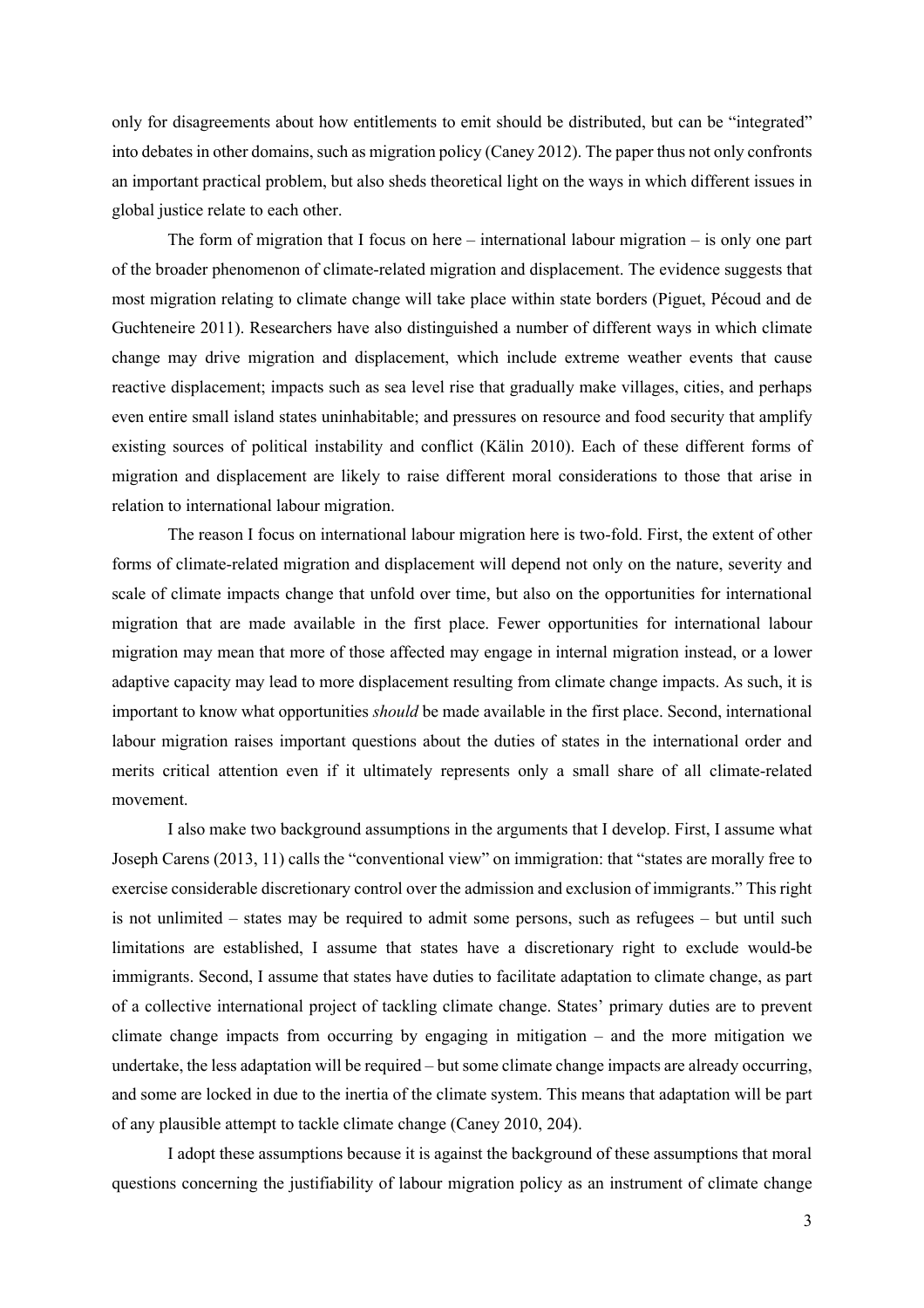only for disagreements about how entitlements to emit should be distributed, but can be "integrated" into debates in other domains, such as migration policy (Caney 2012). The paper thus not only confronts an important practical problem, but also sheds theoretical light on the ways in which different issues in global justice relate to each other.

The form of migration that I focus on here – international labour migration – is only one part of the broader phenomenon of climate-related migration and displacement. The evidence suggests that most migration relating to climate change will take place within state borders (Piguet, Pécoud and de Guchteneire 2011). Researchers have also distinguished a number of different ways in which climate change may drive migration and displacement, which include extreme weather events that cause reactive displacement; impacts such as sea level rise that gradually make villages, cities, and perhaps even entire small island states uninhabitable; and pressures on resource and food security that amplify existing sources of political instability and conflict (Kälin 2010). Each of these different forms of migration and displacement are likely to raise different moral considerations to those that arise in relation to international labour migration.

The reason I focus on international labour migration here is two-fold. First, the extent of other forms of climate-related migration and displacement will depend not only on the nature, severity and scale of climate impacts change that unfold over time, but also on the opportunities for international migration that are made available in the first place. Fewer opportunities for international labour migration may mean that more of those affected may engage in internal migration instead, or a lower adaptive capacity may lead to more displacement resulting from climate change impacts. As such, it is important to know what opportunities *should* be made available in the first place. Second, international labour migration raises important questions about the duties of states in the international order and merits critical attention even if it ultimately represents only a small share of all climate-related movement.

I also make two background assumptions in the arguments that I develop. First, I assume what Joseph Carens (2013, 11) calls the "conventional view" on immigration: that "states are morally free to exercise considerable discretionary control over the admission and exclusion of immigrants." This right is not unlimited – states may be required to admit some persons, such as refugees – but until such limitations are established, I assume that states have a discretionary right to exclude would-be immigrants. Second, I assume that states have duties to facilitate adaptation to climate change, as part of a collective international project of tackling climate change. States' primary duties are to prevent climate change impacts from occurring by engaging in mitigation – and the more mitigation we undertake, the less adaptation will be required – but some climate change impacts are already occurring, and some are locked in due to the inertia of the climate system. This means that adaptation will be part of any plausible attempt to tackle climate change (Caney 2010, 204).

I adopt these assumptions because it is against the background of these assumptions that moral questions concerning the justifiability of labour migration policy as an instrument of climate change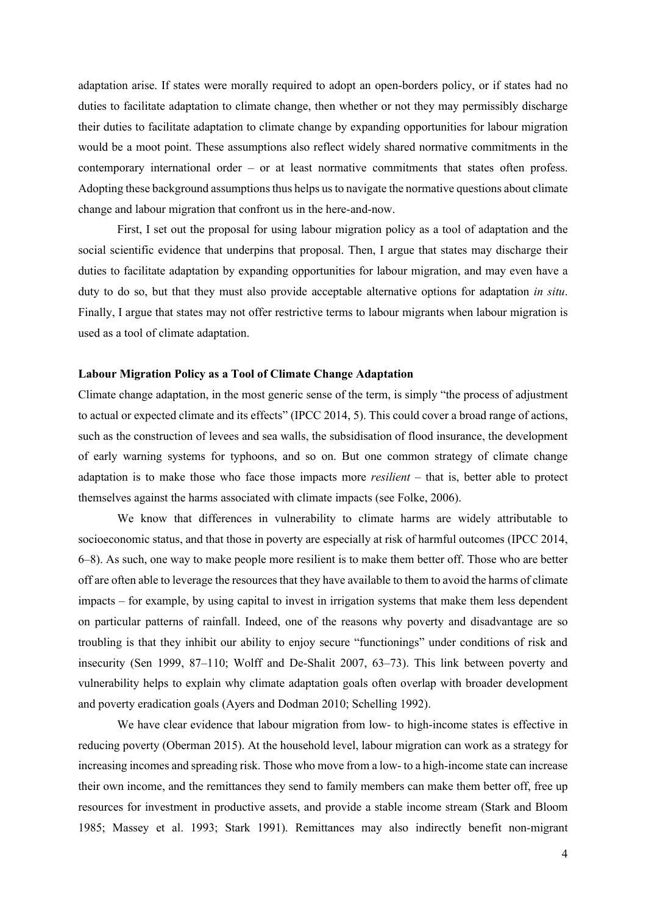adaptation arise. If states were morally required to adopt an open-borders policy, or if states had no duties to facilitate adaptation to climate change, then whether or not they may permissibly discharge their duties to facilitate adaptation to climate change by expanding opportunities for labour migration would be a moot point. These assumptions also reflect widely shared normative commitments in the contemporary international order – or at least normative commitments that states often profess. Adopting these background assumptions thus helps us to navigate the normative questions about climate change and labour migration that confront us in the here-and-now.

First, I set out the proposal for using labour migration policy as a tool of adaptation and the social scientific evidence that underpins that proposal. Then, I argue that states may discharge their duties to facilitate adaptation by expanding opportunities for labour migration, and may even have a duty to do so, but that they must also provide acceptable alternative options for adaptation *in situ*. Finally, I argue that states may not offer restrictive terms to labour migrants when labour migration is used as a tool of climate adaptation.

**Labour Migration Policy as a Tool of Climate Change Adaptation**

Climate change adaptation, in the most generic sense of the term, is simply "the process of adjustment to actual or expected climate and its effects" (IPCC 2014, 5). This could cover a broad range of actions, such as the construction of levees and sea walls, the subsidisation of flood insurance, the development of early warning systems for typhoons, and so on. But one common strategy of climate change adaptation is to make those who face those impacts more *resilient* – that is, better able to protect themselves against the harms associated with climate impacts (see Folke, 2006).

We know that differences in vulnerability to climate harms are widely attributable to socioeconomic status, and that those in poverty are especially at risk of harmful outcomes (IPCC 2014, 6–8). As such, one way to make people more resilient is to make them better off. Those who are better off are often able to leverage the resources that they have available to them to avoid the harms of climate impacts – for example, by using capital to invest in irrigation systems that make them less dependent on particular patterns of rainfall. Indeed, one of the reasons why poverty and disadvantage are so troubling is that they inhibit our ability to enjoy secure "functionings" under conditions of risk and insecurity (Sen 1999, 87–110; Wolff and De-Shalit 2007, 63–73). This link between poverty and vulnerability helps to explain why climate adaptation goals often overlap with broader development and poverty eradication goals (Ayers and Dodman 2010; Schelling 1992).

We have clear evidence that labour migration from low- to high-income states is effective in reducing poverty (Oberman 2015). At the household level, labour migration can work as a strategy for increasing incomes and spreading risk. Those who move from a low- to a high-income state can increase their own income, and the remittances they send to family members can make them better off, free up resources for investment in productive assets, and provide a stable income stream (Stark and Bloom 1985; Massey et al. 1993; Stark 1991). Remittances may also indirectly benefit non-migrant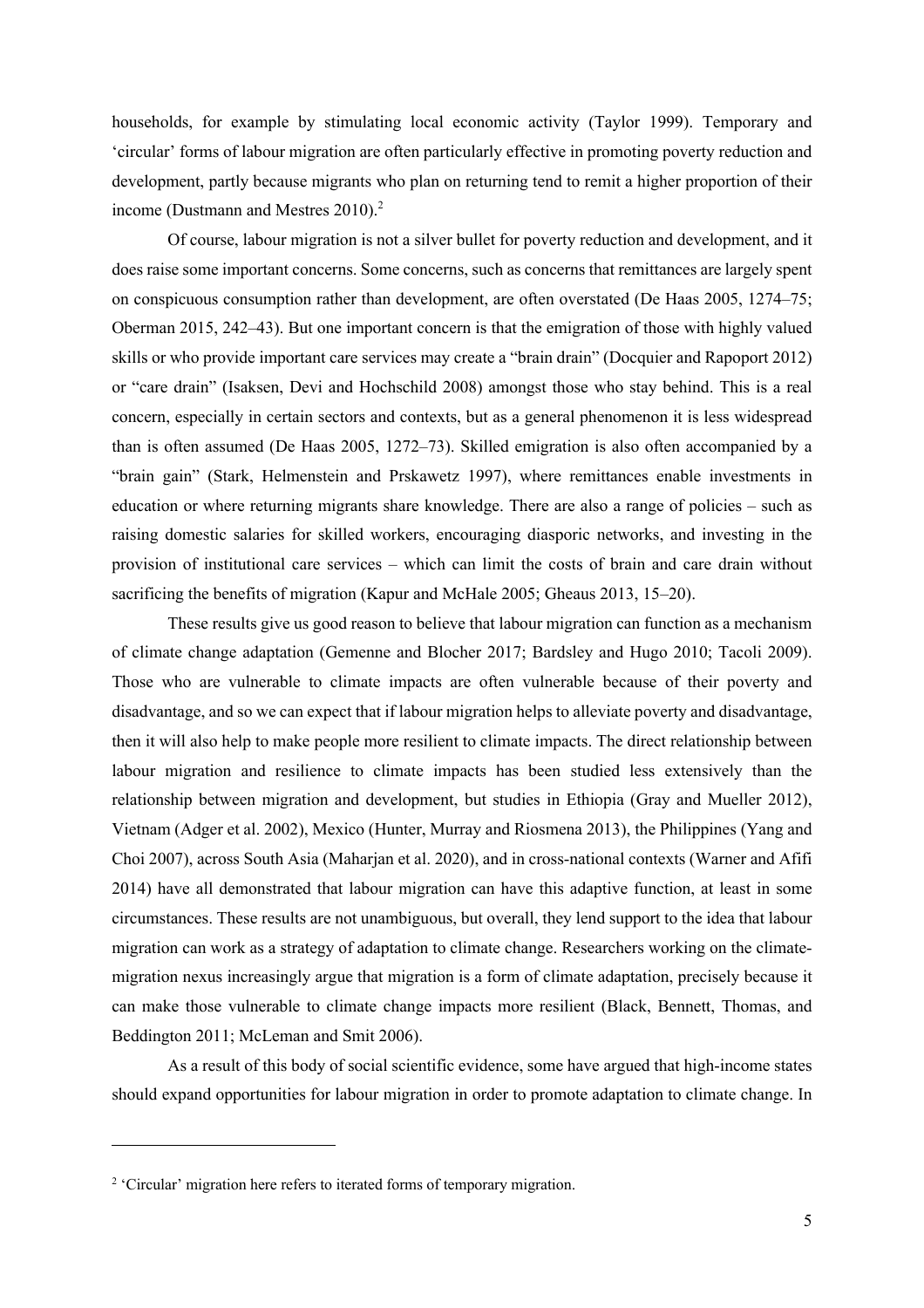households, for example by stimulating local economic activity (Taylor 1999). Temporary and 'circular' forms of labour migration are often particularly effective in promoting poverty reduction and development, partly because migrants who plan on returning tend to remit a higher proportion of their income (Dustmann and Mestres 2010).[2]

Of course, labour migration is not a silver bullet for poverty reduction and development, and it does raise some important concerns. Some concerns, such as concerns that remittances are largely spent on conspicuous consumption rather than development, are often overstated (De Haas 2005, 1274–75; Oberman 2015, 242–43). But one important concern is that the emigration of those with highly valued skills or who provide important care services may create a "brain drain" (Docquier and Rapoport 2012) or "care drain" (Isaksen, Devi and Hochschild 2008) amongst those who stay behind. This is a real concern, especially in certain sectors and contexts, but as a general phenomenon it is less widespread than is often assumed (De Haas 2005, 1272–73). Skilled emigration is also often accompanied by a "brain gain" (Stark, Helmenstein and Prskawetz 1997), where remittances enable investments in education or where returning migrants share knowledge. There are also a range of policies – such as raising domestic salaries for skilled workers, encouraging diasporic networks, and investing in the provision of institutional care services – which can limit the costs of brain and care drain without sacrificing the benefits of migration (Kapur and McHale 2005; Gheaus 2013, 15–20).

These results give us good reason to believe that labour migration can function as a mechanism of climate change adaptation (Gemenne and Blocher 2017; Bardsley and Hugo 2010; Tacoli 2009). Those who are vulnerable to climate impacts are often vulnerable because of their poverty and disadvantage, and so we can expect that if labour migration helps to alleviate poverty and disadvantage, then it will also help to make people more resilient to climate impacts. The direct relationship between labour migration and resilience to climate impacts has been studied less extensively than the relationship between migration and development, but studies in Ethiopia (Gray and Mueller 2012), Vietnam (Adger et al. 2002), Mexico (Hunter, Murray and Riosmena 2013), the Philippines (Yang and Choi 2007), across South Asia (Maharjan et al. 2020), and in cross-national contexts (Warner and Afifi 2014) have all demonstrated that labour migration can have this adaptive function, at least in some circumstances. These results are not unambiguous, but overall, they lend support to the idea that labour migration can work as a strategy of adaptation to climate change. Researchers working on the climate-migration nexus increasingly argue that migration is a form of climate adaptation, precisely because it can make those vulnerable to climate change impacts more resilient (Black, Bennett, Thomas, and Beddington 2011; McLeman and Smit 2006).

As a result of this body of social scientific evidence, some have argued that high-income states should expand opportunities for labour migration in order to promote adaptation to climate change. In

---

[2] 'Circular' migration here refers to iterated forms of temporary migration.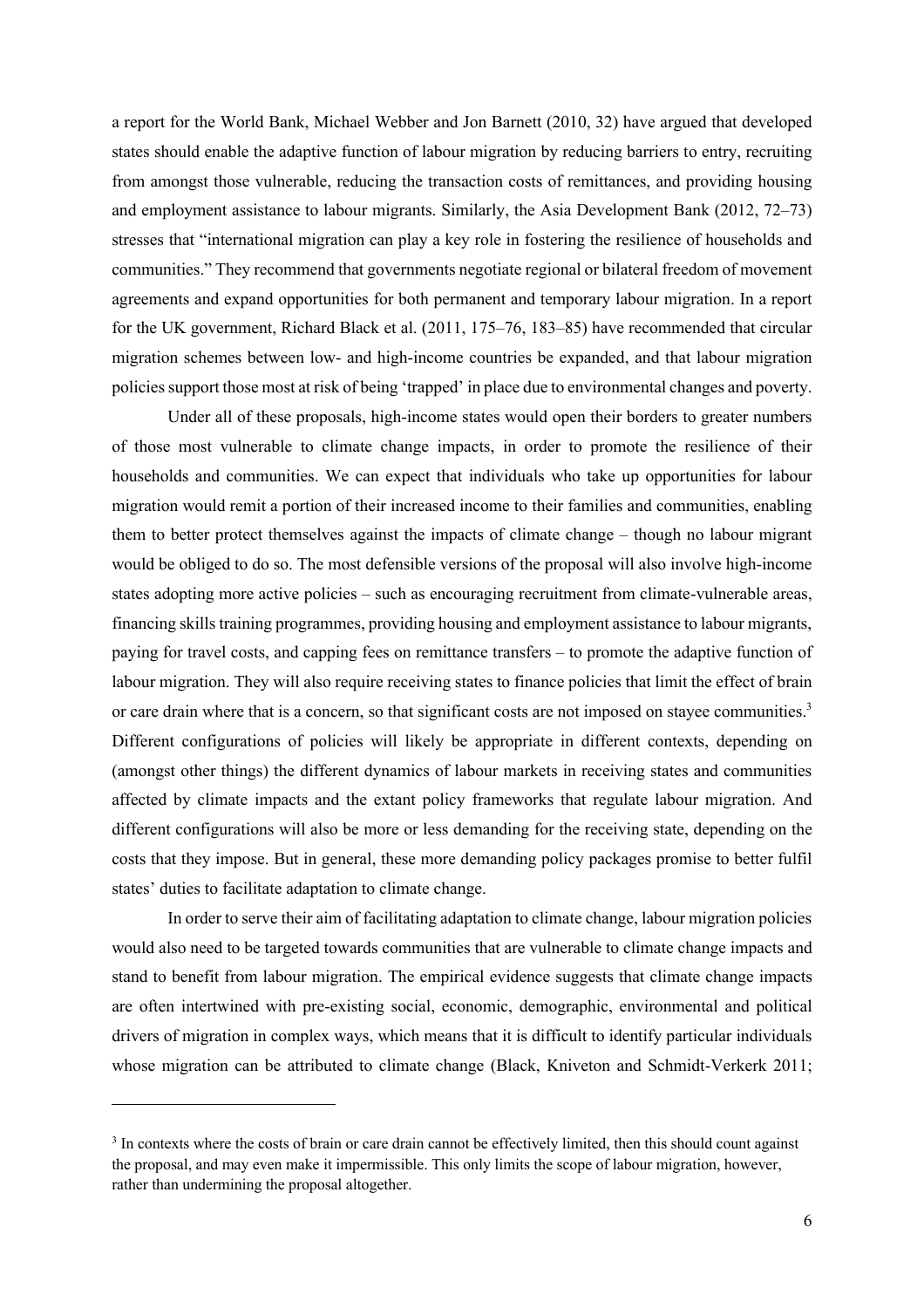a report for the World Bank, Michael Webber and Jon Barnett (2010, 32) have argued that developed states should enable the adaptive function of labour migration by reducing barriers to entry, recruiting from amongst those vulnerable, reducing the transaction costs of remittances, and providing housing and employment assistance to labour migrants. Similarly, the Asia Development Bank (2012, 72–73) stresses that "international migration can play a key role in fostering the resilience of households and communities." They recommend that governments negotiate regional or bilateral freedom of movement agreements and expand opportunities for both permanent and temporary labour migration. In a report for the UK government, Richard Black et al. (2011, 175–76, 183–85) have recommended that circular migration schemes between low- and high-income countries be expanded, and that labour migration policies support those most at risk of being 'trapped' in place due to environmental changes and poverty.

Under all of these proposals, high-income states would open their borders to greater numbers of those most vulnerable to climate change impacts, in order to promote the resilience of their households and communities. We can expect that individuals who take up opportunities for labour migration would remit a portion of their increased income to their families and communities, enabling them to better protect themselves against the impacts of climate change – though no labour migrant would be obliged to do so. The most defensible versions of the proposal will also involve high-income states adopting more active policies – such as encouraging recruitment from climate-vulnerable areas, financing skills training programmes, providing housing and employment assistance to labour migrants, paying for travel costs, and capping fees on remittance transfers – to promote the adaptive function of labour migration. They will also require receiving states to finance policies that limit the effect of brain or care drain where that is a concern, so that significant costs are not imposed on stayee communities.[3] Different configurations of policies will likely be appropriate in different contexts, depending on (amongst other things) the different dynamics of labour markets in receiving states and communities affected by climate impacts and the extant policy frameworks that regulate labour migration. And different configurations will also be more or less demanding for the receiving state, depending on the costs that they impose. But in general, these more demanding policy packages promise to better fulfil states' duties to facilitate adaptation to climate change.

In order to serve their aim of facilitating adaptation to climate change, labour migration policies would also need to be targeted towards communities that are vulnerable to climate change impacts and stand to benefit from labour migration. The empirical evidence suggests that climate change impacts are often intertwined with pre-existing social, economic, demographic, environmental and political drivers of migration in complex ways, which means that it is difficult to identify particular individuals whose migration can be attributed to climate change (Black, Kniveton and Schmidt-Verkerk 2011;

[3] In contexts where the costs of brain or care drain cannot be effectively limited, then this should count against the proposal, and may even make it impermissible. This only limits the scope of labour migration, however, rather than undermining the proposal altogether.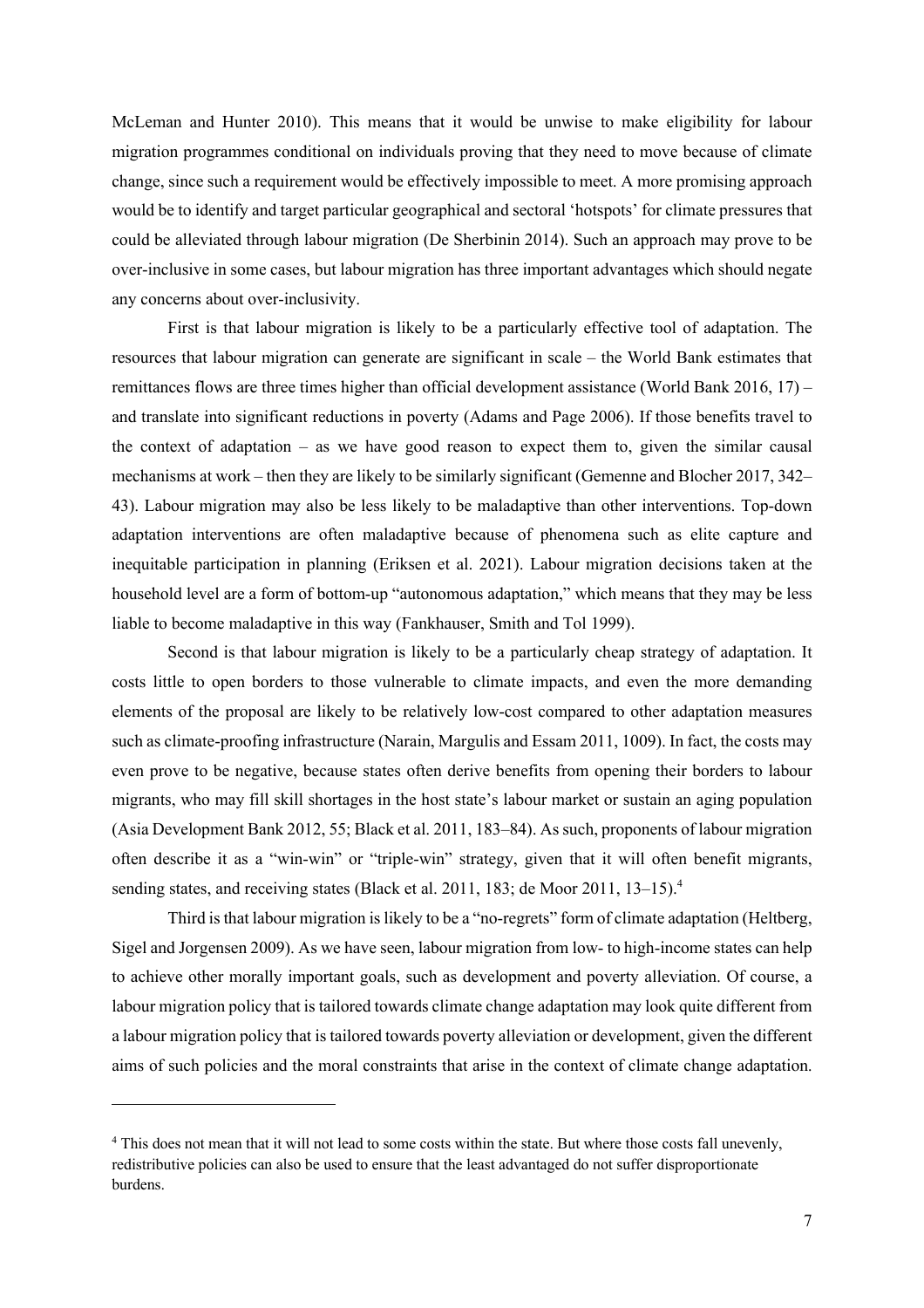McLeman and Hunter 2010). This means that it would be unwise to make eligibility for labour migration programmes conditional on individuals proving that they need to move because of climate change, since such a requirement would be effectively impossible to meet. A more promising approach would be to identify and target particular geographical and sectoral 'hotspots' for climate pressures that could be alleviated through labour migration (De Sherbinin 2014). Such an approach may prove to be over-inclusive in some cases, but labour migration has three important advantages which should negate any concerns about over-inclusivity.

First is that labour migration is likely to be a particularly effective tool of adaptation. The resources that labour migration can generate are significant in scale – the World Bank estimates that remittances flows are three times higher than official development assistance (World Bank 2016, 17) – and translate into significant reductions in poverty (Adams and Page 2006). If those benefits travel to the context of adaptation – as we have good reason to expect them to, given the similar causal mechanisms at work – then they are likely to be similarly significant (Gemenne and Blocher 2017, 342–43). Labour migration may also be less likely to be maladaptive than other interventions. Top-down adaptation interventions are often maladaptive because of phenomena such as elite capture and inequitable participation in planning (Eriksen et al. 2021). Labour migration decisions taken at the household level are a form of bottom-up "autonomous adaptation," which means that they may be less liable to become maladaptive in this way (Fankhauser, Smith and Tol 1999).

Second is that labour migration is likely to be a particularly cheap strategy of adaptation. It costs little to open borders to those vulnerable to climate impacts, and even the more demanding elements of the proposal are likely to be relatively low-cost compared to other adaptation measures such as climate-proofing infrastructure (Narain, Margulis and Essam 2011, 1009). In fact, the costs may even prove to be negative, because states often derive benefits from opening their borders to labour migrants, who may fill skill shortages in the host state's labour market or sustain an aging population (Asia Development Bank 2012, 55; Black et al. 2011, 183–84). As such, proponents of labour migration often describe it as a "win-win" or "triple-win" strategy, given that it will often benefit migrants, sending states, and receiving states (Black et al. 2011, 183; de Moor 2011, 13–15).[4]

Third is that labour migration is likely to be a "no-regrets" form of climate adaptation (Heltberg, Sigel and Jorgensen 2009). As we have seen, labour migration from low- to high-income states can help to achieve other morally important goals, such as development and poverty alleviation. Of course, a labour migration policy that is tailored towards climate change adaptation may look quite different from a labour migration policy that is tailored towards poverty alleviation or development, given the different aims of such policies and the moral constraints that arise in the context of climate change adaptation.

---

[4] This does not mean that it will not lead to some costs within the state. But where those costs fall unevenly, redistributive policies can also be used to ensure that the least advantaged do not suffer disproportionate burdens.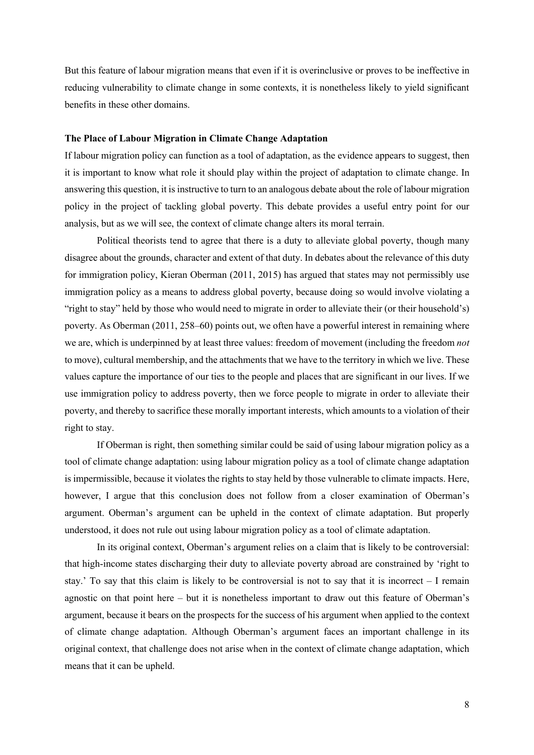But this feature of labour migration means that even if it is overinclusive or proves to be ineffective in reducing vulnerability to climate change in some contexts, it is nonetheless likely to yield significant benefits in these other domains.

**The Place of Labour Migration in Climate Change Adaptation**

If labour migration policy can function as a tool of adaptation, as the evidence appears to suggest, then it is important to know what role it should play within the project of adaptation to climate change. In answering this question, it is instructive to turn to an analogous debate about the role of labour migration policy in the project of tackling global poverty. This debate provides a useful entry point for our analysis, but as we will see, the context of climate change alters its moral terrain.

Political theorists tend to agree that there is a duty to alleviate global poverty, though many disagree about the grounds, character and extent of that duty. In debates about the relevance of this duty for immigration policy, Kieran Oberman (2011, 2015) has argued that states may not permissibly use immigration policy as a means to address global poverty, because doing so would involve violating a "right to stay" held by those who would need to migrate in order to alleviate their (or their household's) poverty. As Oberman (2011, 258–60) points out, we often have a powerful interest in remaining where we are, which is underpinned by at least three values: freedom of movement (including the freedom *not* to move), cultural membership, and the attachments that we have to the territory in which we live. These values capture the importance of our ties to the people and places that are significant in our lives. If we use immigration policy to address poverty, then we force people to migrate in order to alleviate their poverty, and thereby to sacrifice these morally important interests, which amounts to a violation of their right to stay.

If Oberman is right, then something similar could be said of using labour migration policy as a tool of climate change adaptation: using labour migration policy as a tool of climate change adaptation is impermissible, because it violates the rights to stay held by those vulnerable to climate impacts. Here, however, I argue that this conclusion does not follow from a closer examination of Oberman's argument. Oberman's argument can be upheld in the context of climate adaptation. But properly understood, it does not rule out using labour migration policy as a tool of climate adaptation.

In its original context, Oberman's argument relies on a claim that is likely to be controversial: that high-income states discharging their duty to alleviate poverty abroad are constrained by 'right to stay.' To say that this claim is likely to be controversial is not to say that it is incorrect – I remain agnostic on that point here – but it is nonetheless important to draw out this feature of Oberman's argument, because it bears on the prospects for the success of his argument when applied to the context of climate change adaptation. Although Oberman's argument faces an important challenge in its original context, that challenge does not arise when in the context of climate change adaptation, which means that it can be upheld.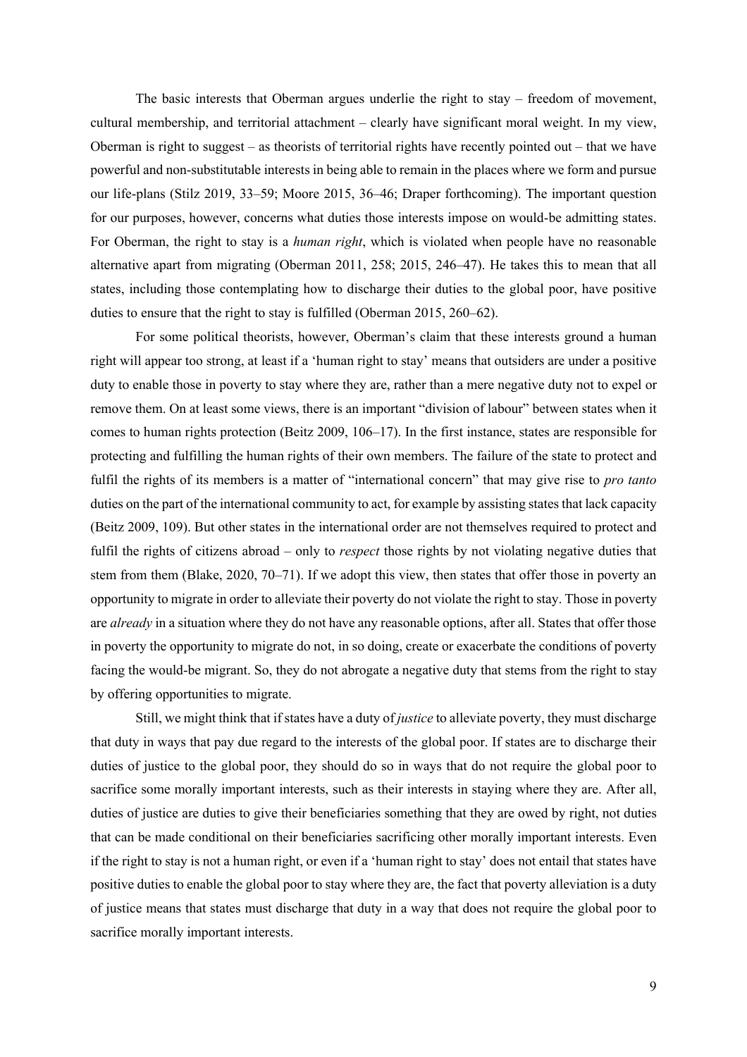The basic interests that Oberman argues underlie the right to stay – freedom of movement, cultural membership, and territorial attachment – clearly have significant moral weight. In my view, Oberman is right to suggest – as theorists of territorial rights have recently pointed out – that we have powerful and non-substitutable interests in being able to remain in the places where we form and pursue our life-plans (Stilz 2019, 33–59; Moore 2015, 36–46; Draper forthcoming). The important question for our purposes, however, concerns what duties those interests impose on would-be admitting states. For Oberman, the right to stay is a *human right*, which is violated when people have no reasonable alternative apart from migrating (Oberman 2011, 258; 2015, 246–47). He takes this to mean that all states, including those contemplating how to discharge their duties to the global poor, have positive duties to ensure that the right to stay is fulfilled (Oberman 2015, 260–62).

For some political theorists, however, Oberman's claim that these interests ground a human right will appear too strong, at least if a 'human right to stay' means that outsiders are under a positive duty to enable those in poverty to stay where they are, rather than a mere negative duty not to expel or remove them. On at least some views, there is an important "division of labour" between states when it comes to human rights protection (Beitz 2009, 106–17). In the first instance, states are responsible for protecting and fulfilling the human rights of their own members. The failure of the state to protect and fulfil the rights of its members is a matter of "international concern" that may give rise to *pro tanto* duties on the part of the international community to act, for example by assisting states that lack capacity (Beitz 2009, 109). But other states in the international order are not themselves required to protect and fulfil the rights of citizens abroad – only to *respect* those rights by not violating negative duties that stem from them (Blake, 2020, 70–71). If we adopt this view, then states that offer those in poverty an opportunity to migrate in order to alleviate their poverty do not violate the right to stay. Those in poverty are *already* in a situation where they do not have any reasonable options, after all. States that offer those in poverty the opportunity to migrate do not, in so doing, create or exacerbate the conditions of poverty facing the would-be migrant. So, they do not abrogate a negative duty that stems from the right to stay by offering opportunities to migrate.

Still, we might think that if states have a duty of *justice* to alleviate poverty, they must discharge that duty in ways that pay due regard to the interests of the global poor. If states are to discharge their duties of justice to the global poor, they should do so in ways that do not require the global poor to sacrifice some morally important interests, such as their interests in staying where they are. After all, duties of justice are duties to give their beneficiaries something that they are owed by right, not duties that can be made conditional on their beneficiaries sacrificing other morally important interests. Even if the right to stay is not a human right, or even if a 'human right to stay' does not entail that states have positive duties to enable the global poor to stay where they are, the fact that poverty alleviation is a duty of justice means that states must discharge that duty in a way that does not require the global poor to sacrifice morally important interests.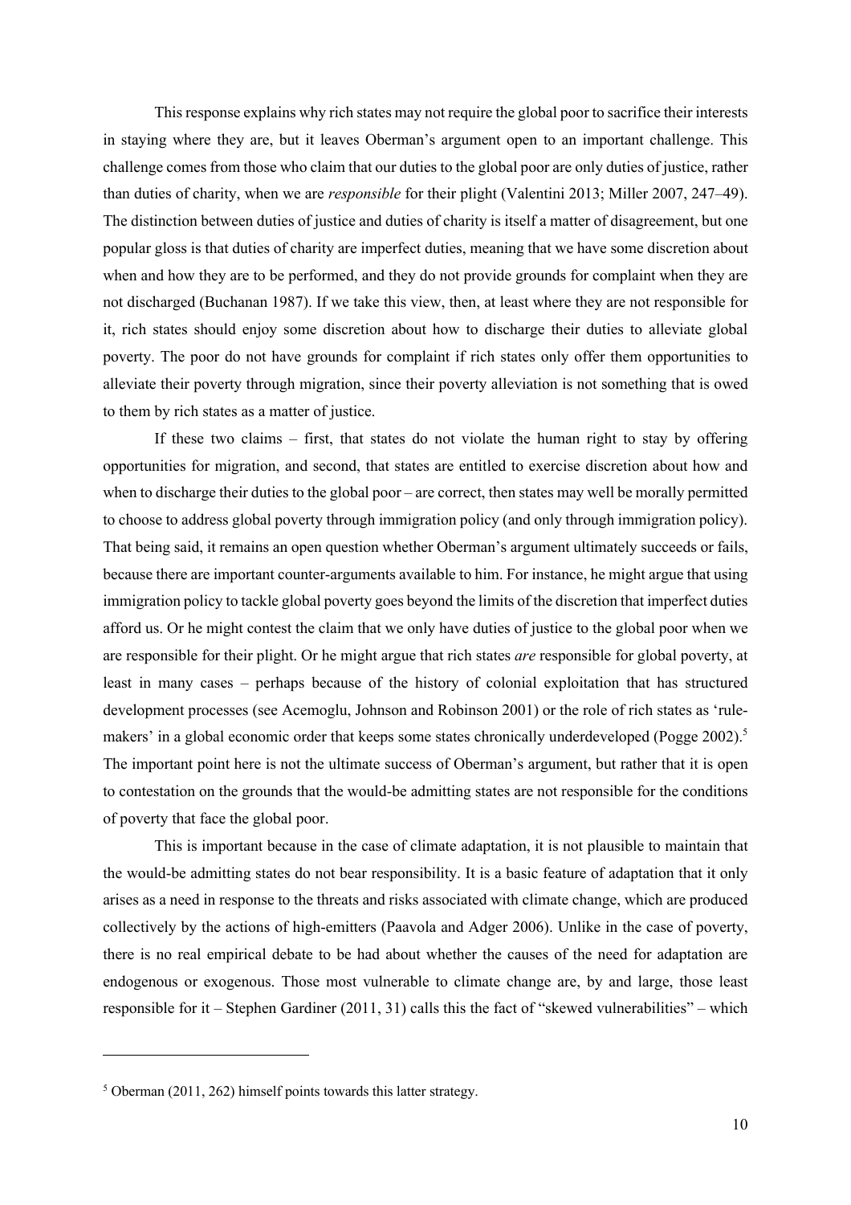This response explains why rich states may not require the global poor to sacrifice their interests in staying where they are, but it leaves Oberman's argument open to an important challenge. This challenge comes from those who claim that our duties to the global poor are only duties of justice, rather than duties of charity, when we are *responsible* for their plight (Valentini 2013; Miller 2007, 247–49). The distinction between duties of justice and duties of charity is itself a matter of disagreement, but one popular gloss is that duties of charity are imperfect duties, meaning that we have some discretion about when and how they are to be performed, and they do not provide grounds for complaint when they are not discharged (Buchanan 1987). If we take this view, then, at least where they are not responsible for it, rich states should enjoy some discretion about how to discharge their duties to alleviate global poverty. The poor do not have grounds for complaint if rich states only offer them opportunities to alleviate their poverty through migration, since their poverty alleviation is not something that is owed to them by rich states as a matter of justice.

If these two claims – first, that states do not violate the human right to stay by offering opportunities for migration, and second, that states are entitled to exercise discretion about how and when to discharge their duties to the global poor – are correct, then states may well be morally permitted to choose to address global poverty through immigration policy (and only through immigration policy). That being said, it remains an open question whether Oberman's argument ultimately succeeds or fails, because there are important counter-arguments available to him. For instance, he might argue that using immigration policy to tackle global poverty goes beyond the limits of the discretion that imperfect duties afford us. Or he might contest the claim that we only have duties of justice to the global poor when we are responsible for their plight. Or he might argue that rich states *are* responsible for global poverty, at least in many cases – perhaps because of the history of colonial exploitation that has structured development processes (see Acemoglu, Johnson and Robinson 2001) or the role of rich states as 'rule-makers' in a global economic order that keeps some states chronically underdeveloped (Pogge 2002).[5] The important point here is not the ultimate success of Oberman's argument, but rather that it is open to contestation on the grounds that the would-be admitting states are not responsible for the conditions of poverty that face the global poor.

This is important because in the case of climate adaptation, it is not plausible to maintain that the would-be admitting states do not bear responsibility. It is a basic feature of adaptation that it only arises as a need in response to the threats and risks associated with climate change, which are produced collectively by the actions of high-emitters (Paavola and Adger 2006). Unlike in the case of poverty, there is no real empirical debate to be had about whether the causes of the need for adaptation are endogenous or exogenous. Those most vulnerable to climate change are, by and large, those least responsible for it – Stephen Gardiner (2011, 31) calls this the fact of "skewed vulnerabilities" – which

---

[5] Oberman (2011, 262) himself points towards this latter strategy.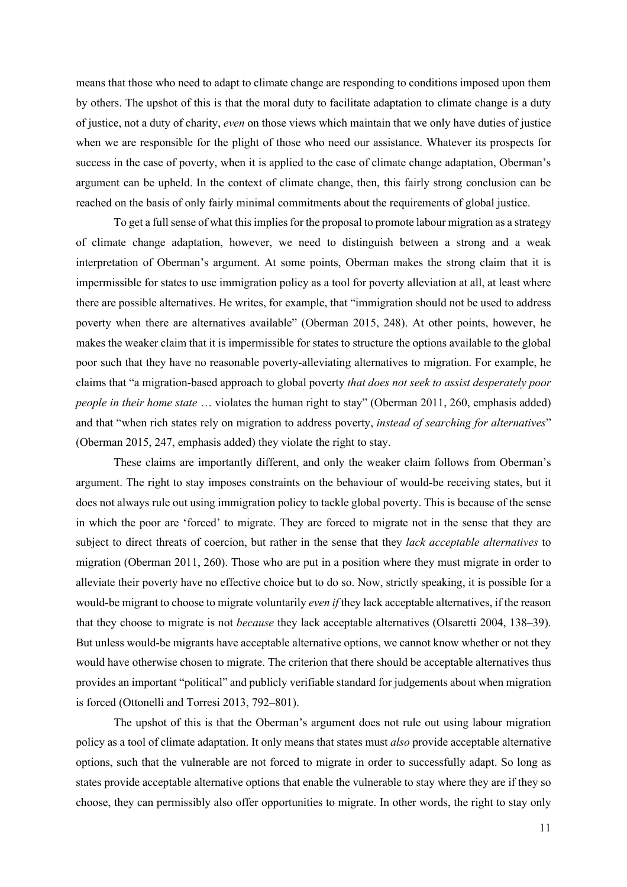means that those who need to adapt to climate change are responding to conditions imposed upon them by others. The upshot of this is that the moral duty to facilitate adaptation to climate change is a duty of justice, not a duty of charity, *even* on those views which maintain that we only have duties of justice when we are responsible for the plight of those who need our assistance. Whatever its prospects for success in the case of poverty, when it is applied to the case of climate change adaptation, Oberman's argument can be upheld. In the context of climate change, then, this fairly strong conclusion can be reached on the basis of only fairly minimal commitments about the requirements of global justice.

To get a full sense of what this implies for the proposal to promote labour migration as a strategy of climate change adaptation, however, we need to distinguish between a strong and a weak interpretation of Oberman's argument. At some points, Oberman makes the strong claim that it is impermissible for states to use immigration policy as a tool for poverty alleviation at all, at least where there are possible alternatives. He writes, for example, that "immigration should not be used to address poverty when there are alternatives available" (Oberman 2015, 248). At other points, however, he makes the weaker claim that it is impermissible for states to structure the options available to the global poor such that they have no reasonable poverty-alleviating alternatives to migration. For example, he claims that "a migration-based approach to global poverty *that does not seek to assist desperately poor people in their home state* … violates the human right to stay" (Oberman 2011, 260, emphasis added) and that "when rich states rely on migration to address poverty, *instead of searching for alternatives*" (Oberman 2015, 247, emphasis added) they violate the right to stay.

These claims are importantly different, and only the weaker claim follows from Oberman's argument. The right to stay imposes constraints on the behaviour of would-be receiving states, but it does not always rule out using immigration policy to tackle global poverty. This is because of the sense in which the poor are 'forced' to migrate. They are forced to migrate not in the sense that they are subject to direct threats of coercion, but rather in the sense that they *lack acceptable alternatives* to migration (Oberman 2011, 260). Those who are put in a position where they must migrate in order to alleviate their poverty have no effective choice but to do so. Now, strictly speaking, it is possible for a would-be migrant to choose to migrate voluntarily *even if* they lack acceptable alternatives, if the reason that they choose to migrate is not *because* they lack acceptable alternatives (Olsaretti 2004, 138–39). But unless would-be migrants have acceptable alternative options, we cannot know whether or not they would have otherwise chosen to migrate. The criterion that there should be acceptable alternatives thus provides an important "political" and publicly verifiable standard for judgements about when migration is forced (Ottonelli and Torresi 2013, 792–801).

The upshot of this is that the Oberman's argument does not rule out using labour migration policy as a tool of climate adaptation. It only means that states must *also* provide acceptable alternative options, such that the vulnerable are not forced to migrate in order to successfully adapt. So long as states provide acceptable alternative options that enable the vulnerable to stay where they are if they so choose, they can permissibly also offer opportunities to migrate. In other words, the right to stay only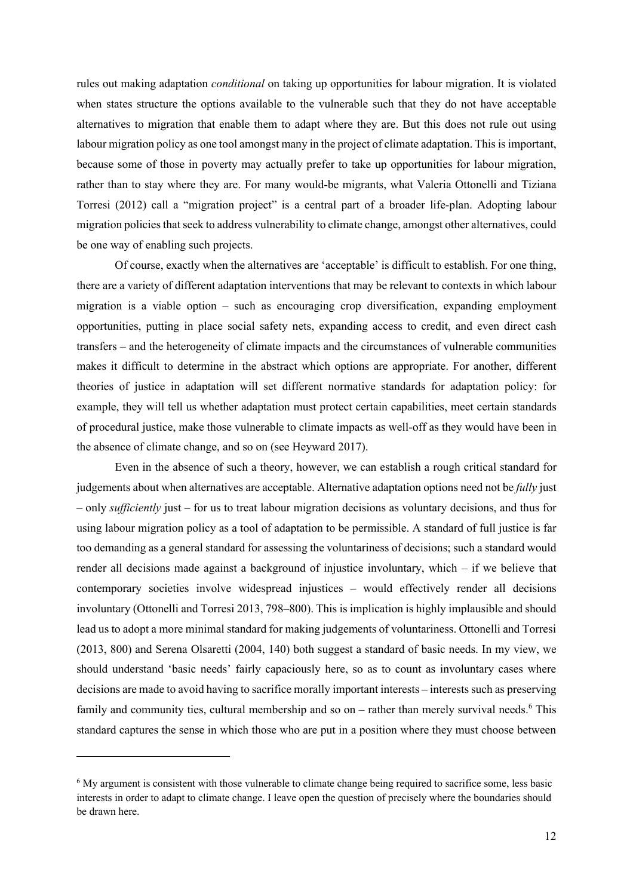rules out making adaptation *conditional* on taking up opportunities for labour migration. It is violated when states structure the options available to the vulnerable such that they do not have acceptable alternatives to migration that enable them to adapt where they are. But this does not rule out using labour migration policy as one tool amongst many in the project of climate adaptation. This is important, because some of those in poverty may actually prefer to take up opportunities for labour migration, rather than to stay where they are. For many would-be migrants, what Valeria Ottonelli and Tiziana Torresi (2012) call a "migration project" is a central part of a broader life-plan. Adopting labour migration policies that seek to address vulnerability to climate change, amongst other alternatives, could be one way of enabling such projects.

Of course, exactly when the alternatives are 'acceptable' is difficult to establish. For one thing, there are a variety of different adaptation interventions that may be relevant to contexts in which labour migration is a viable option – such as encouraging crop diversification, expanding employment opportunities, putting in place social safety nets, expanding access to credit, and even direct cash transfers – and the heterogeneity of climate impacts and the circumstances of vulnerable communities makes it difficult to determine in the abstract which options are appropriate. For another, different theories of justice in adaptation will set different normative standards for adaptation policy: for example, they will tell us whether adaptation must protect certain capabilities, meet certain standards of procedural justice, make those vulnerable to climate impacts as well-off as they would have been in the absence of climate change, and so on (see Heyward 2017).

Even in the absence of such a theory, however, we can establish a rough critical standard for judgements about when alternatives are acceptable. Alternative adaptation options need not be *fully* just – only *sufficiently* just – for us to treat labour migration decisions as voluntary decisions, and thus for using labour migration policy as a tool of adaptation to be permissible. A standard of full justice is far too demanding as a general standard for assessing the voluntariness of decisions; such a standard would render all decisions made against a background of injustice involuntary, which – if we believe that contemporary societies involve widespread injustices – would effectively render all decisions involuntary (Ottonelli and Torresi 2013, 798–800). This is implication is highly implausible and should lead us to adopt a more minimal standard for making judgements of voluntariness. Ottonelli and Torresi (2013, 800) and Serena Olsaretti (2004, 140) both suggest a standard of basic needs. In my view, we should understand 'basic needs' fairly capaciously here, so as to count as involuntary cases where decisions are made to avoid having to sacrifice morally important interests – interests such as preserving family and community ties, cultural membership and so on – rather than merely survival needs.[6] This standard captures the sense in which those who are put in a position where they must choose between

---

[6] My argument is consistent with those vulnerable to climate change being required to sacrifice some, less basic interests in order to adapt to climate change. I leave open the question of precisely where the boundaries should be drawn here.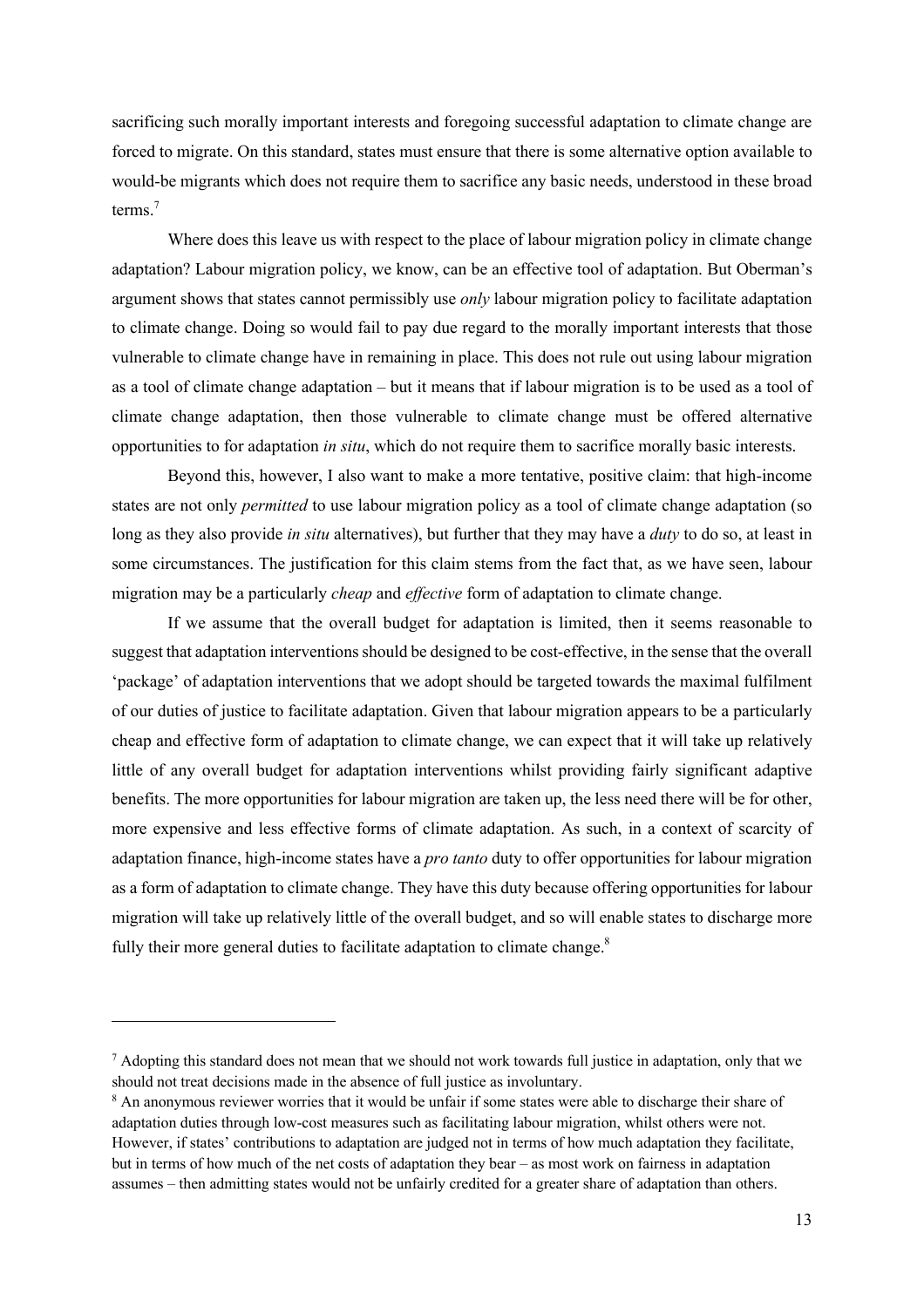sacrificing such morally important interests and foregoing successful adaptation to climate change are forced to migrate. On this standard, states must ensure that there is some alternative option available to would-be migrants which does not require them to sacrifice any basic needs, understood in these broad terms.[7]

Where does this leave us with respect to the place of labour migration policy in climate change adaptation? Labour migration policy, we know, can be an effective tool of adaptation. But Oberman's argument shows that states cannot permissibly use *only* labour migration policy to facilitate adaptation to climate change. Doing so would fail to pay due regard to the morally important interests that those vulnerable to climate change have in remaining in place. This does not rule out using labour migration as a tool of climate change adaptation – but it means that if labour migration is to be used as a tool of climate change adaptation, then those vulnerable to climate change must be offered alternative opportunities to for adaptation *in situ*, which do not require them to sacrifice morally basic interests.

Beyond this, however, I also want to make a more tentative, positive claim: that high-income states are not only *permitted* to use labour migration policy as a tool of climate change adaptation (so long as they also provide *in situ* alternatives), but further that they may have a *duty* to do so, at least in some circumstances. The justification for this claim stems from the fact that, as we have seen, labour migration may be a particularly *cheap* and *effective* form of adaptation to climate change.

If we assume that the overall budget for adaptation is limited, then it seems reasonable to suggest that adaptation interventions should be designed to be cost-effective, in the sense that the overall 'package' of adaptation interventions that we adopt should be targeted towards the maximal fulfilment of our duties of justice to facilitate adaptation. Given that labour migration appears to be a particularly cheap and effective form of adaptation to climate change, we can expect that it will take up relatively little of any overall budget for adaptation interventions whilst providing fairly significant adaptive benefits. The more opportunities for labour migration are taken up, the less need there will be for other, more expensive and less effective forms of climate adaptation. As such, in a context of scarcity of adaptation finance, high-income states have a *pro tanto* duty to offer opportunities for labour migration as a form of adaptation to climate change. They have this duty because offering opportunities for labour migration will take up relatively little of the overall budget, and so will enable states to discharge more fully their more general duties to facilitate adaptation to climate change.[8]

---

[7] Adopting this standard does not mean that we should not work towards full justice in adaptation, only that we should not treat decisions made in the absence of full justice as involuntary.

[8] An anonymous reviewer worries that it would be unfair if some states were able to discharge their share of adaptation duties through low-cost measures such as facilitating labour migration, whilst others were not. However, if states' contributions to adaptation are judged not in terms of how much adaptation they facilitate, but in terms of how much of the net costs of adaptation they bear – as most work on fairness in adaptation assumes – then admitting states would not be unfairly credited for a greater share of adaptation than others.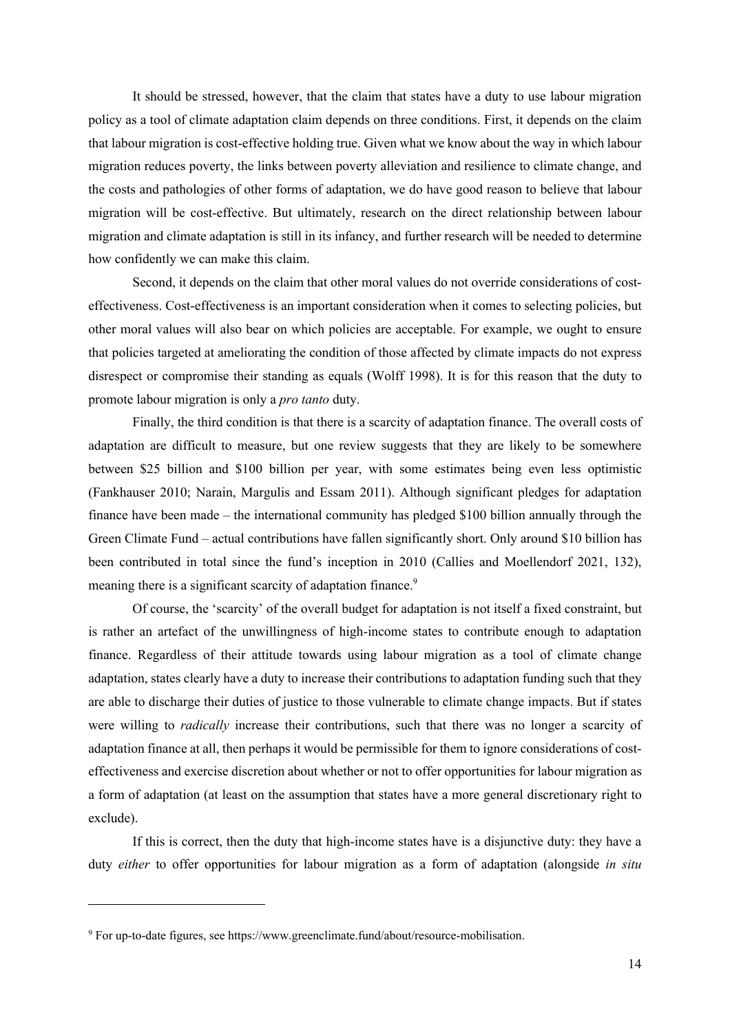It should be stressed, however, that the claim that states have a duty to use labour migration policy as a tool of climate adaptation claim depends on three conditions. First, it depends on the claim that labour migration is cost-effective holding true. Given what we know about the way in which labour migration reduces poverty, the links between poverty alleviation and resilience to climate change, and the costs and pathologies of other forms of adaptation, we do have good reason to believe that labour migration will be cost-effective. But ultimately, research on the direct relationship between labour migration and climate adaptation is still in its infancy, and further research will be needed to determine how confidently we can make this claim.

Second, it depends on the claim that other moral values do not override considerations of cost-effectiveness. Cost-effectiveness is an important consideration when it comes to selecting policies, but other moral values will also bear on which policies are acceptable. For example, we ought to ensure that policies targeted at ameliorating the condition of those affected by climate impacts do not express disrespect or compromise their standing as equals (Wolff 1998). It is for this reason that the duty to promote labour migration is only a *pro tanto* duty.

Finally, the third condition is that there is a scarcity of adaptation finance. The overall costs of adaptation are difficult to measure, but one review suggests that they are likely to be somewhere between $25 billion and $100 billion per year, with some estimates being even less optimistic (Fankhauser 2010; Narain, Margulis and Essam 2011). Although significant pledges for adaptation finance have been made – the international community has pledged $100 billion annually through the Green Climate Fund – actual contributions have fallen significantly short. Only around $10 billion has been contributed in total since the fund's inception in 2010 (Callies and Moellendorf 2021, 132), meaning there is a significant scarcity of adaptation finance.[9]

Of course, the 'scarcity' of the overall budget for adaptation is not itself a fixed constraint, but is rather an artefact of the unwillingness of high-income states to contribute enough to adaptation finance. Regardless of their attitude towards using labour migration as a tool of climate change adaptation, states clearly have a duty to increase their contributions to adaptation funding such that they are able to discharge their duties of justice to those vulnerable to climate change impacts. But if states were willing to *radically* increase their contributions, such that there was no longer a scarcity of adaptation finance at all, then perhaps it would be permissible for them to ignore considerations of cost-effectiveness and exercise discretion about whether or not to offer opportunities for labour migration as a form of adaptation (at least on the assumption that states have a more general discretionary right to exclude).

If this is correct, then the duty that high-income states have is a disjunctive duty: they have a duty *either* to offer opportunities for labour migration as a form of adaptation (alongside *in situ*

[9] For up-to-date figures, see https://www.greenclimate.fund/about/resource-mobilisation.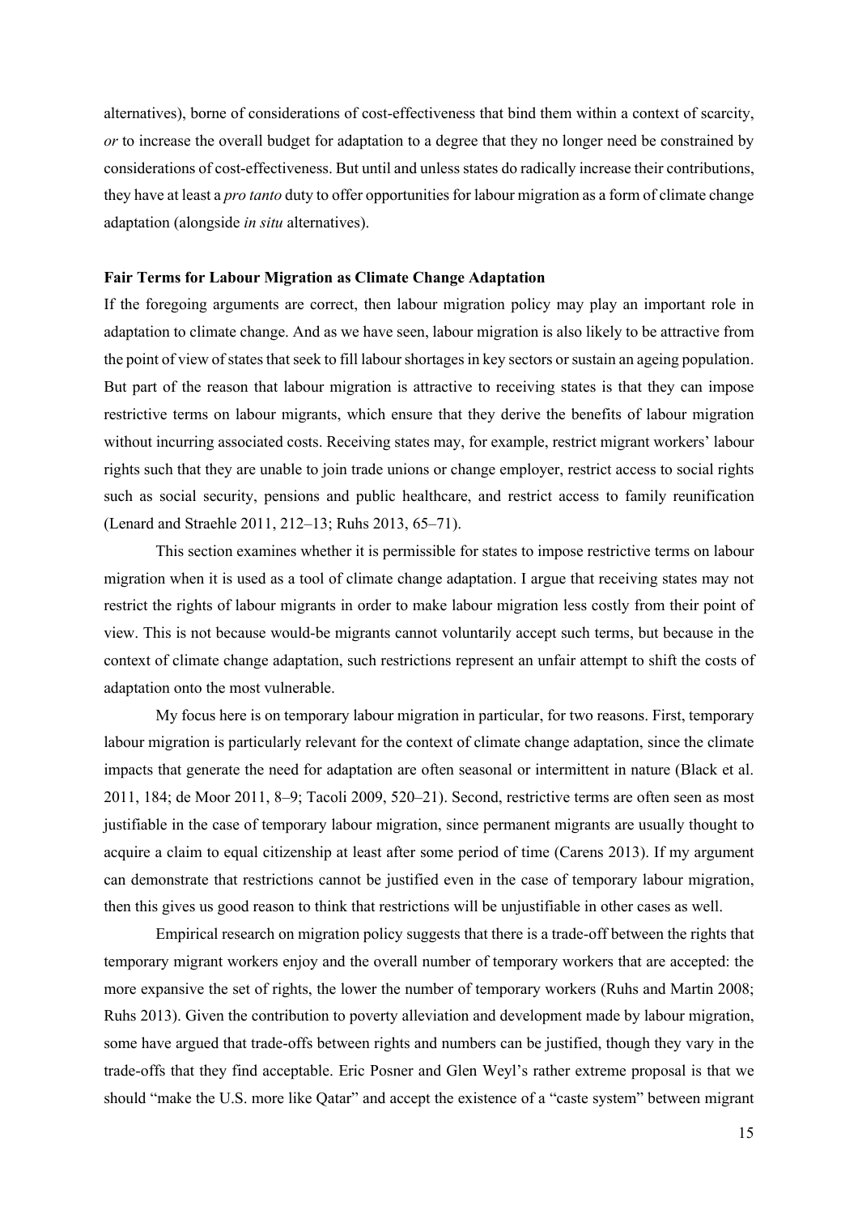alternatives), borne of considerations of cost-effectiveness that bind them within a context of scarcity, *or* to increase the overall budget for adaptation to a degree that they no longer need be constrained by considerations of cost-effectiveness. But until and unless states do radically increase their contributions, they have at least a *pro tanto* duty to offer opportunities for labour migration as a form of climate change adaptation (alongside *in situ* alternatives).

**Fair Terms for Labour Migration as Climate Change Adaptation**

If the foregoing arguments are correct, then labour migration policy may play an important role in adaptation to climate change. And as we have seen, labour migration is also likely to be attractive from the point of view of states that seek to fill labour shortages in key sectors or sustain an ageing population. But part of the reason that labour migration is attractive to receiving states is that they can impose restrictive terms on labour migrants, which ensure that they derive the benefits of labour migration without incurring associated costs. Receiving states may, for example, restrict migrant workers' labour rights such that they are unable to join trade unions or change employer, restrict access to social rights such as social security, pensions and public healthcare, and restrict access to family reunification (Lenard and Straehle 2011, 212–13; Ruhs 2013, 65–71).

This section examines whether it is permissible for states to impose restrictive terms on labour migration when it is used as a tool of climate change adaptation. I argue that receiving states may not restrict the rights of labour migrants in order to make labour migration less costly from their point of view. This is not because would-be migrants cannot voluntarily accept such terms, but because in the context of climate change adaptation, such restrictions represent an unfair attempt to shift the costs of adaptation onto the most vulnerable.

My focus here is on temporary labour migration in particular, for two reasons. First, temporary labour migration is particularly relevant for the context of climate change adaptation, since the climate impacts that generate the need for adaptation are often seasonal or intermittent in nature (Black et al. 2011, 184; de Moor 2011, 8–9; Tacoli 2009, 520–21). Second, restrictive terms are often seen as most justifiable in the case of temporary labour migration, since permanent migrants are usually thought to acquire a claim to equal citizenship at least after some period of time (Carens 2013). If my argument can demonstrate that restrictions cannot be justified even in the case of temporary labour migration, then this gives us good reason to think that restrictions will be unjustifiable in other cases as well.

Empirical research on migration policy suggests that there is a trade-off between the rights that temporary migrant workers enjoy and the overall number of temporary workers that are accepted: the more expansive the set of rights, the lower the number of temporary workers (Ruhs and Martin 2008; Ruhs 2013). Given the contribution to poverty alleviation and development made by labour migration, some have argued that trade-offs between rights and numbers can be justified, though they vary in the trade-offs that they find acceptable. Eric Posner and Glen Weyl's rather extreme proposal is that we should "make the U.S. more like Qatar" and accept the existence of a "caste system" between migrant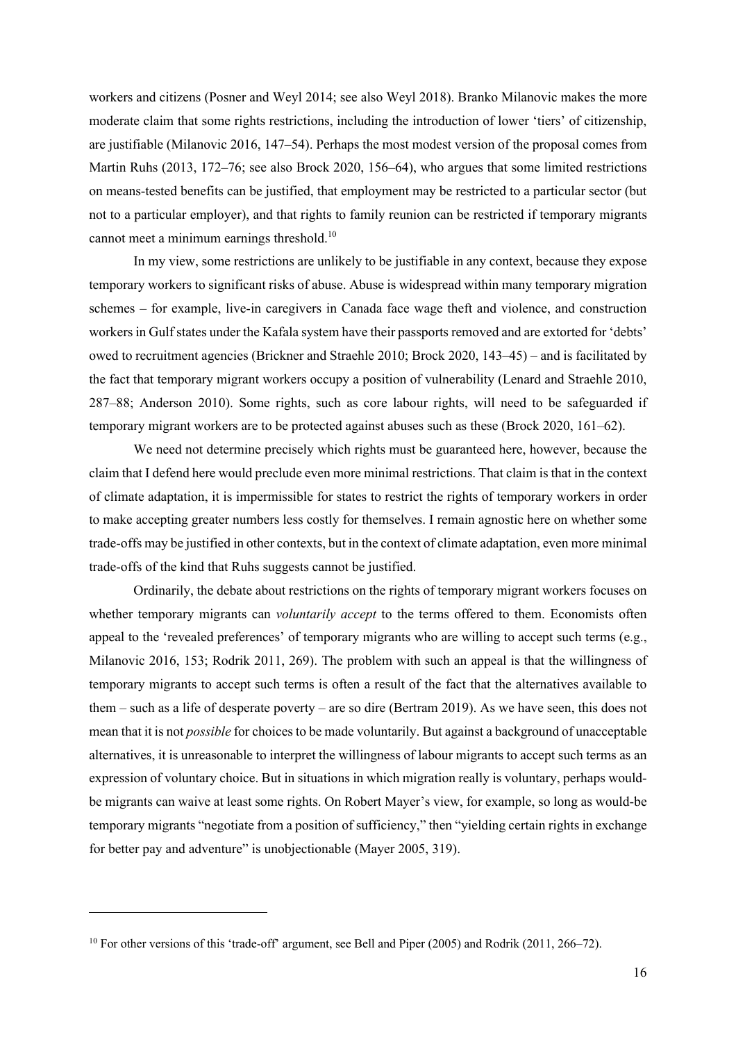workers and citizens (Posner and Weyl 2014; see also Weyl 2018). Branko Milanovic makes the more moderate claim that some rights restrictions, including the introduction of lower 'tiers' of citizenship, are justifiable (Milanovic 2016, 147–54). Perhaps the most modest version of the proposal comes from Martin Ruhs (2013, 172–76; see also Brock 2020, 156–64), who argues that some limited restrictions on means-tested benefits can be justified, that employment may be restricted to a particular sector (but not to a particular employer), and that rights to family reunion can be restricted if temporary migrants cannot meet a minimum earnings threshold.[10]

In my view, some restrictions are unlikely to be justifiable in any context, because they expose temporary workers to significant risks of abuse. Abuse is widespread within many temporary migration schemes – for example, live-in caregivers in Canada face wage theft and violence, and construction workers in Gulf states under the Kafala system have their passports removed and are extorted for 'debts' owed to recruitment agencies (Brickner and Straehle 2010; Brock 2020, 143–45) – and is facilitated by the fact that temporary migrant workers occupy a position of vulnerability (Lenard and Straehle 2010, 287–88; Anderson 2010). Some rights, such as core labour rights, will need to be safeguarded if temporary migrant workers are to be protected against abuses such as these (Brock 2020, 161–62).

We need not determine precisely which rights must be guaranteed here, however, because the claim that I defend here would preclude even more minimal restrictions. That claim is that in the context of climate adaptation, it is impermissible for states to restrict the rights of temporary workers in order to make accepting greater numbers less costly for themselves. I remain agnostic here on whether some trade-offs may be justified in other contexts, but in the context of climate adaptation, even more minimal trade-offs of the kind that Ruhs suggests cannot be justified.

Ordinarily, the debate about restrictions on the rights of temporary migrant workers focuses on whether temporary migrants can *voluntarily accept* to the terms offered to them. Economists often appeal to the 'revealed preferences' of temporary migrants who are willing to accept such terms (e.g., Milanovic 2016, 153; Rodrik 2011, 269). The problem with such an appeal is that the willingness of temporary migrants to accept such terms is often a result of the fact that the alternatives available to them – such as a life of desperate poverty – are so dire (Bertram 2019). As we have seen, this does not mean that it is not *possible* for choices to be made voluntarily. But against a background of unacceptable alternatives, it is unreasonable to interpret the willingness of labour migrants to accept such terms as an expression of voluntary choice. But in situations in which migration really is voluntary, perhaps would-be migrants can waive at least some rights. On Robert Mayer's view, for example, so long as would-be temporary migrants "negotiate from a position of sufficiency," then "yielding certain rights in exchange for better pay and adventure" is unobjectionable (Mayer 2005, 319).

---

[10] For other versions of this 'trade-off' argument, see Bell and Piper (2005) and Rodrik (2011, 266–72).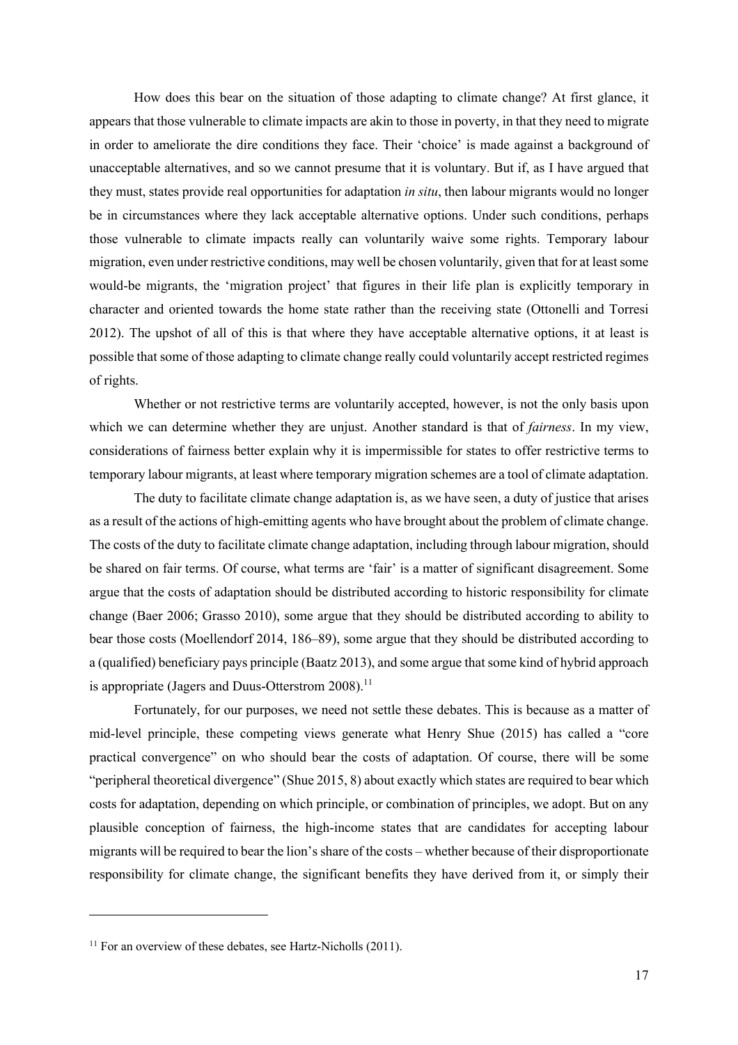How does this bear on the situation of those adapting to climate change? At first glance, it appears that those vulnerable to climate impacts are akin to those in poverty, in that they need to migrate in order to ameliorate the dire conditions they face. Their 'choice' is made against a background of unacceptable alternatives, and so we cannot presume that it is voluntary. But if, as I have argued that they must, states provide real opportunities for adaptation *in situ*, then labour migrants would no longer be in circumstances where they lack acceptable alternative options. Under such conditions, perhaps those vulnerable to climate impacts really can voluntarily waive some rights. Temporary labour migration, even under restrictive conditions, may well be chosen voluntarily, given that for at least some would-be migrants, the 'migration project' that figures in their life plan is explicitly temporary in character and oriented towards the home state rather than the receiving state (Ottonelli and Torresi 2012). The upshot of all of this is that where they have acceptable alternative options, it at least is possible that some of those adapting to climate change really could voluntarily accept restricted regimes of rights.

Whether or not restrictive terms are voluntarily accepted, however, is not the only basis upon which we can determine whether they are unjust. Another standard is that of *fairness*. In my view, considerations of fairness better explain why it is impermissible for states to offer restrictive terms to temporary labour migrants, at least where temporary migration schemes are a tool of climate adaptation.

The duty to facilitate climate change adaptation is, as we have seen, a duty of justice that arises as a result of the actions of high-emitting agents who have brought about the problem of climate change. The costs of the duty to facilitate climate change adaptation, including through labour migration, should be shared on fair terms. Of course, what terms are 'fair' is a matter of significant disagreement. Some argue that the costs of adaptation should be distributed according to historic responsibility for climate change (Baer 2006; Grasso 2010), some argue that they should be distributed according to ability to bear those costs (Moellendorf 2014, 186–89), some argue that they should be distributed according to a (qualified) beneficiary pays principle (Baatz 2013), and some argue that some kind of hybrid approach is appropriate (Jagers and Duus-Otterstrom 2008).[11]

Fortunately, for our purposes, we need not settle these debates. This is because as a matter of mid-level principle, these competing views generate what Henry Shue (2015) has called a "core practical convergence" on who should bear the costs of adaptation. Of course, there will be some "peripheral theoretical divergence" (Shue 2015, 8) about exactly which states are required to bear which costs for adaptation, depending on which principle, or combination of principles, we adopt. But on any plausible conception of fairness, the high-income states that are candidates for accepting labour migrants will be required to bear the lion's share of the costs – whether because of their disproportionate responsibility for climate change, the significant benefits they have derived from it, or simply their

[11] For an overview of these debates, see Hartz-Nicholls (2011).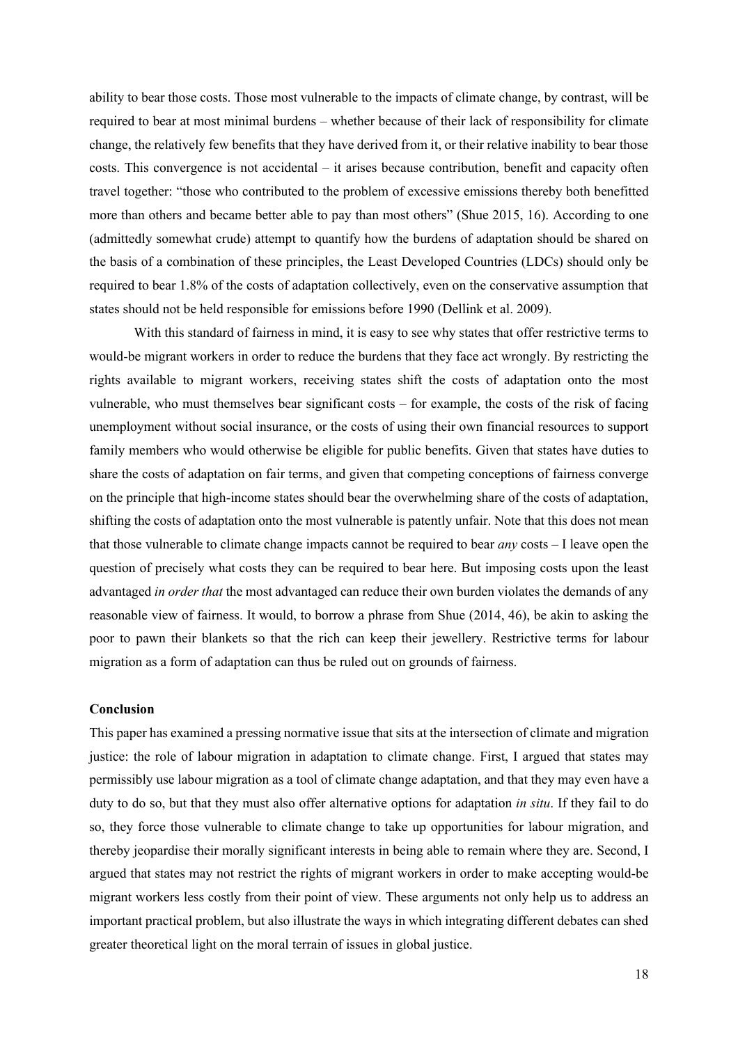ability to bear those costs. Those most vulnerable to the impacts of climate change, by contrast, will be required to bear at most minimal burdens – whether because of their lack of responsibility for climate change, the relatively few benefits that they have derived from it, or their relative inability to bear those costs. This convergence is not accidental – it arises because contribution, benefit and capacity often travel together: "those who contributed to the problem of excessive emissions thereby both benefitted more than others and became better able to pay than most others" (Shue 2015, 16). According to one (admittedly somewhat crude) attempt to quantify how the burdens of adaptation should be shared on the basis of a combination of these principles, the Least Developed Countries (LDCs) should only be required to bear 1.8% of the costs of adaptation collectively, even on the conservative assumption that states should not be held responsible for emissions before 1990 (Dellink et al. 2009).

With this standard of fairness in mind, it is easy to see why states that offer restrictive terms to would-be migrant workers in order to reduce the burdens that they face act wrongly. By restricting the rights available to migrant workers, receiving states shift the costs of adaptation onto the most vulnerable, who must themselves bear significant costs – for example, the costs of the risk of facing unemployment without social insurance, or the costs of using their own financial resources to support family members who would otherwise be eligible for public benefits. Given that states have duties to share the costs of adaptation on fair terms, and given that competing conceptions of fairness converge on the principle that high-income states should bear the overwhelming share of the costs of adaptation, shifting the costs of adaptation onto the most vulnerable is patently unfair. Note that this does not mean that those vulnerable to climate change impacts cannot be required to bear *any* costs – I leave open the question of precisely what costs they can be required to bear here. But imposing costs upon the least advantaged *in order that* the most advantaged can reduce their own burden violates the demands of any reasonable view of fairness. It would, to borrow a phrase from Shue (2014, 46), be akin to asking the poor to pawn their blankets so that the rich can keep their jewellery. Restrictive terms for labour migration as a form of adaptation can thus be ruled out on grounds of fairness.

**Conclusion**

This paper has examined a pressing normative issue that sits at the intersection of climate and migration justice: the role of labour migration in adaptation to climate change. First, I argued that states may permissibly use labour migration as a tool of climate change adaptation, and that they may even have a duty to do so, but that they must also offer alternative options for adaptation *in situ*. If they fail to do so, they force those vulnerable to climate change to take up opportunities for labour migration, and thereby jeopardise their morally significant interests in being able to remain where they are. Second, I argued that states may not restrict the rights of migrant workers in order to make accepting would-be migrant workers less costly from their point of view. These arguments not only help us to address an important practical problem, but also illustrate the ways in which integrating different debates can shed greater theoretical light on the moral terrain of issues in global justice.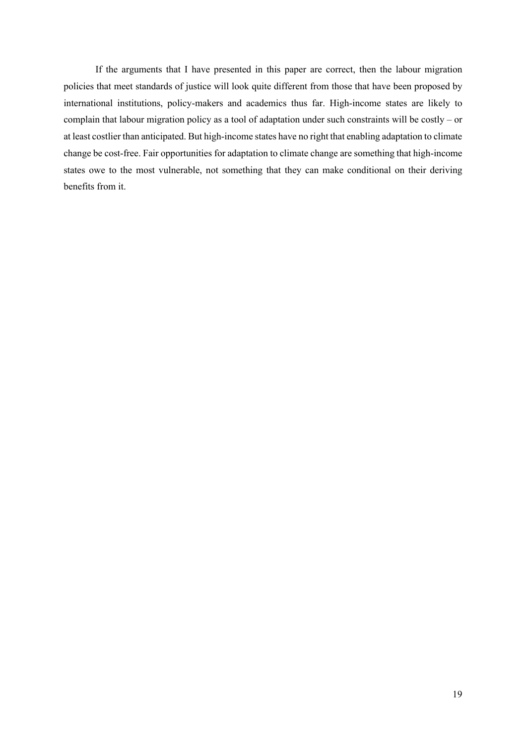If the arguments that I have presented in this paper are correct, then the labour migration policies that meet standards of justice will look quite different from those that have been proposed by international institutions, policy-makers and academics thus far. High-income states are likely to complain that labour migration policy as a tool of adaptation under such constraints will be costly – or at least costlier than anticipated. But high-income states have no right that enabling adaptation to climate change be cost-free. Fair opportunities for adaptation to climate change are something that high-income states owe to the most vulnerable, not something that they can make conditional on their deriving benefits from it.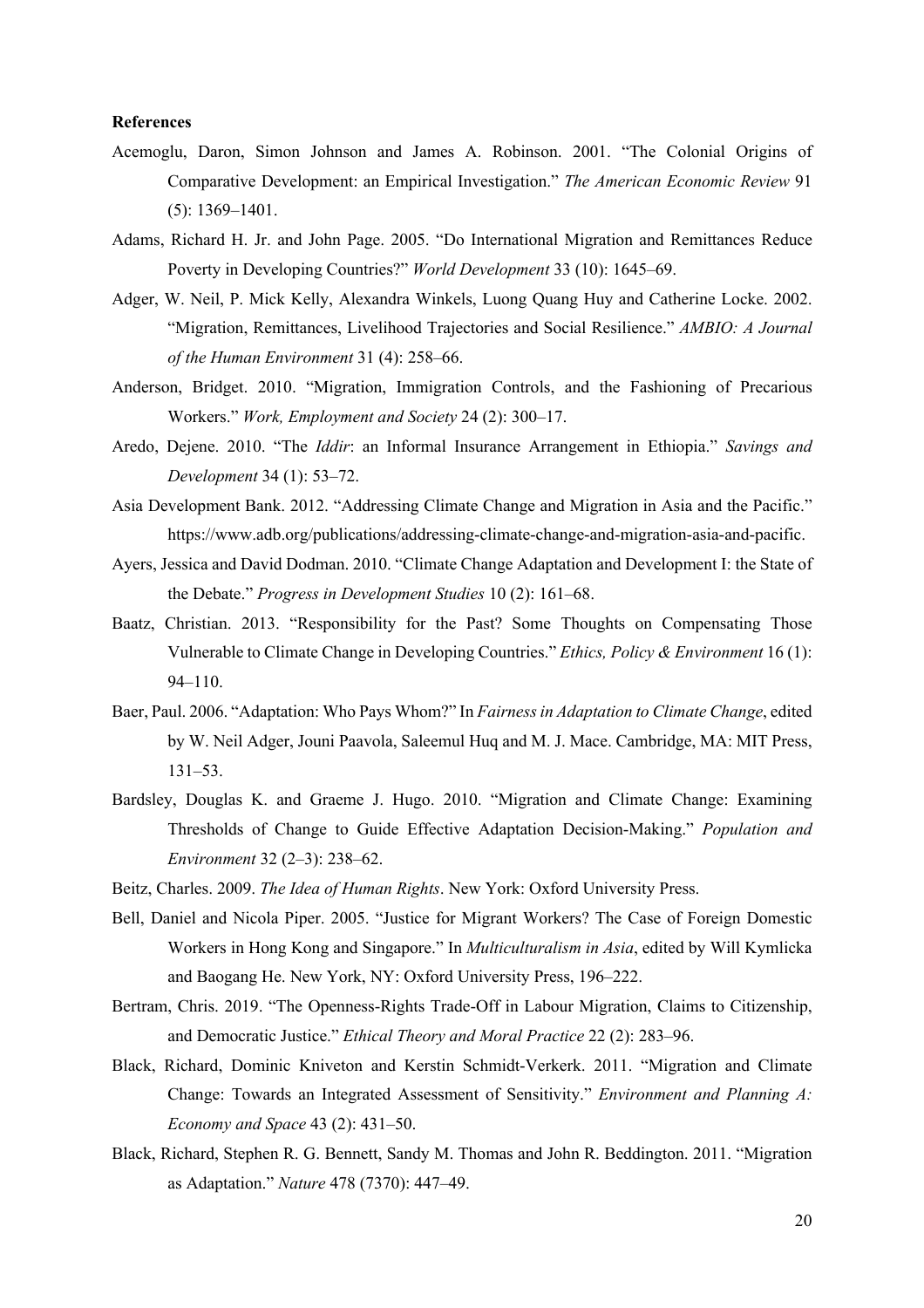**References**

Acemoglu, Daron, Simon Johnson and James A. Robinson. 2001. "The Colonial Origins of Comparative Development: an Empirical Investigation." *The American Economic Review* 91 (5): 1369–1401.

Adams, Richard H. Jr. and John Page. 2005. "Do International Migration and Remittances Reduce Poverty in Developing Countries?" *World Development* 33 (10): 1645–69.

Adger, W. Neil, P. Mick Kelly, Alexandra Winkels, Luong Quang Huy and Catherine Locke. 2002. "Migration, Remittances, Livelihood Trajectories and Social Resilience." *AMBIO: A Journal of the Human Environment* 31 (4): 258–66.

Anderson, Bridget. 2010. "Migration, Immigration Controls, and the Fashioning of Precarious Workers." *Work, Employment and Society* 24 (2): 300–17.

Aredo, Dejene. 2010. "The *Iddir*: an Informal Insurance Arrangement in Ethiopia." *Savings and Development* 34 (1): 53–72.

Asia Development Bank. 2012. "Addressing Climate Change and Migration in Asia and the Pacific." https://www.adb.org/publications/addressing-climate-change-and-migration-asia-and-pacific.

Ayers, Jessica and David Dodman. 2010. "Climate Change Adaptation and Development I: the State of the Debate." *Progress in Development Studies* 10 (2): 161–68.

Baatz, Christian. 2013. "Responsibility for the Past? Some Thoughts on Compensating Those Vulnerable to Climate Change in Developing Countries." *Ethics, Policy & Environment* 16 (1): 94–110.

Baer, Paul. 2006. "Adaptation: Who Pays Whom?" In *Fairness in Adaptation to Climate Change*, edited by W. Neil Adger, Jouni Paavola, Saleemul Huq and M. J. Mace. Cambridge, MA: MIT Press, 131–53.

Bardsley, Douglas K. and Graeme J. Hugo. 2010. "Migration and Climate Change: Examining Thresholds of Change to Guide Effective Adaptation Decision-Making." *Population and Environment* 32 (2–3): 238–62.

Beitz, Charles. 2009. *The Idea of Human Rights*. New York: Oxford University Press.

Bell, Daniel and Nicola Piper. 2005. "Justice for Migrant Workers? The Case of Foreign Domestic Workers in Hong Kong and Singapore." In *Multiculturalism in Asia*, edited by Will Kymlicka and Baogang He. New York, NY: Oxford University Press, 196–222.

Bertram, Chris. 2019. "The Openness-Rights Trade-Off in Labour Migration, Claims to Citizenship, and Democratic Justice." *Ethical Theory and Moral Practice* 22 (2): 283–96.

Black, Richard, Dominic Kniveton and Kerstin Schmidt-Verkerk. 2011. "Migration and Climate Change: Towards an Integrated Assessment of Sensitivity." *Environment and Planning A: Economy and Space* 43 (2): 431–50.

Black, Richard, Stephen R. G. Bennett, Sandy M. Thomas and John R. Beddington. 2011. "Migration as Adaptation." *Nature* 478 (7370): 447–49.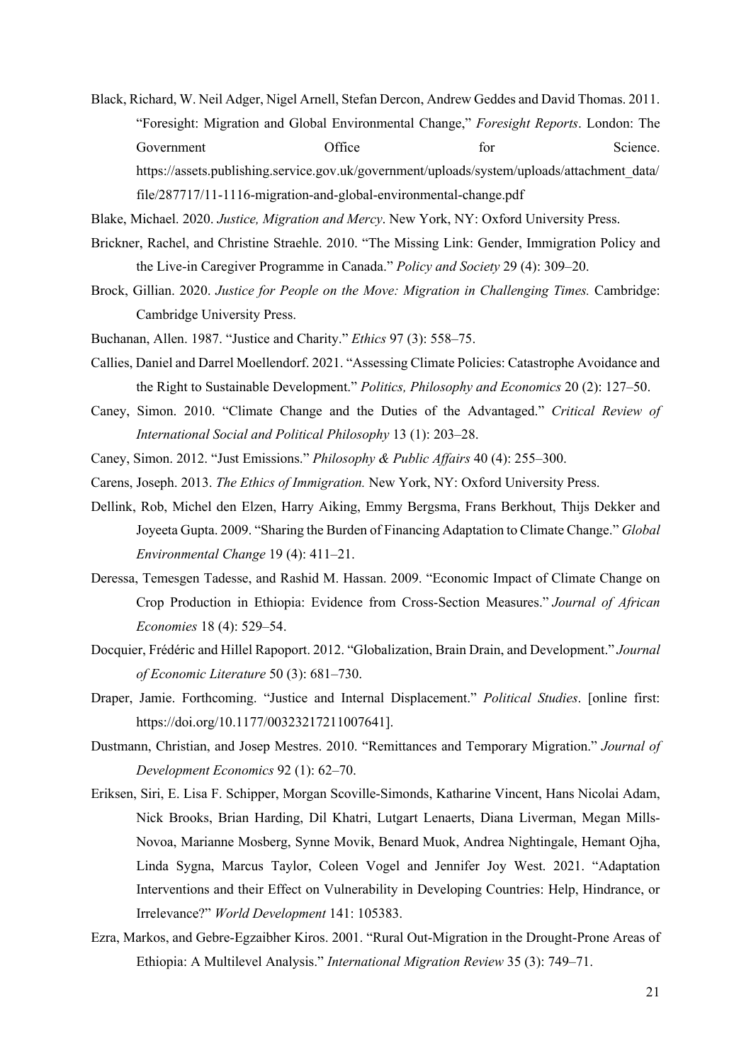Black, Richard, W. Neil Adger, Nigel Arnell, Stefan Dercon, Andrew Geddes and David Thomas. 2011. "Foresight: Migration and Global Environmental Change," *Foresight Reports*. London: The Government Office for Science. https://assets.publishing.service.gov.uk/government/uploads/system/uploads/attachment_data/file/287717/11-1116-migration-and-global-environmental-change.pdf

Blake, Michael. 2020. *Justice, Migration and Mercy*. New York, NY: Oxford University Press.

Brickner, Rachel, and Christine Straehle. 2010. "The Missing Link: Gender, Immigration Policy and the Live-in Caregiver Programme in Canada." *Policy and Society* 29 (4): 309–20.

Brock, Gillian. 2020. *Justice for People on the Move: Migration in Challenging Times.* Cambridge: Cambridge University Press.

Buchanan, Allen. 1987. "Justice and Charity." *Ethics* 97 (3): 558–75.

Callies, Daniel and Darrel Moellendorf. 2021. "Assessing Climate Policies: Catastrophe Avoidance and the Right to Sustainable Development." *Politics, Philosophy and Economics* 20 (2): 127–50.

Caney, Simon. 2010. "Climate Change and the Duties of the Advantaged." *Critical Review of International Social and Political Philosophy* 13 (1): 203–28.

Caney, Simon. 2012. "Just Emissions." *Philosophy & Public Affairs* 40 (4): 255–300.

Carens, Joseph. 2013. *The Ethics of Immigration.* New York, NY: Oxford University Press.

Dellink, Rob, Michel den Elzen, Harry Aiking, Emmy Bergsma, Frans Berkhout, Thijs Dekker and Joyeeta Gupta. 2009. "Sharing the Burden of Financing Adaptation to Climate Change." *Global Environmental Change* 19 (4): 411–21.

Deressa, Temesgen Tadesse, and Rashid M. Hassan. 2009. "Economic Impact of Climate Change on Crop Production in Ethiopia: Evidence from Cross-Section Measures." *Journal of African Economies* 18 (4): 529–54.

Docquier, Frédéric and Hillel Rapoport. 2012. "Globalization, Brain Drain, and Development." *Journal of Economic Literature* 50 (3): 681–730.

Draper, Jamie. Forthcoming. "Justice and Internal Displacement." *Political Studies*. [online first: https://doi.org/10.1177/00323217211007641].

Dustmann, Christian, and Josep Mestres. 2010. "Remittances and Temporary Migration." *Journal of Development Economics* 92 (1): 62–70.

Eriksen, Siri, E. Lisa F. Schipper, Morgan Scoville-Simonds, Katharine Vincent, Hans Nicolai Adam, Nick Brooks, Brian Harding, Dil Khatri, Lutgart Lenaerts, Diana Liverman, Megan Mills-Novoa, Marianne Mosberg, Synne Movik, Benard Muok, Andrea Nightingale, Hemant Ojha, Linda Sygna, Marcus Taylor, Coleen Vogel and Jennifer Joy West. 2021. "Adaptation Interventions and their Effect on Vulnerability in Developing Countries: Help, Hindrance, or Irrelevance?" *World Development* 141: 105383.

Ezra, Markos, and Gebre-Egzaibher Kiros. 2001. "Rural Out-Migration in the Drought-Prone Areas of Ethiopia: A Multilevel Analysis." *International Migration Review* 35 (3): 749–71.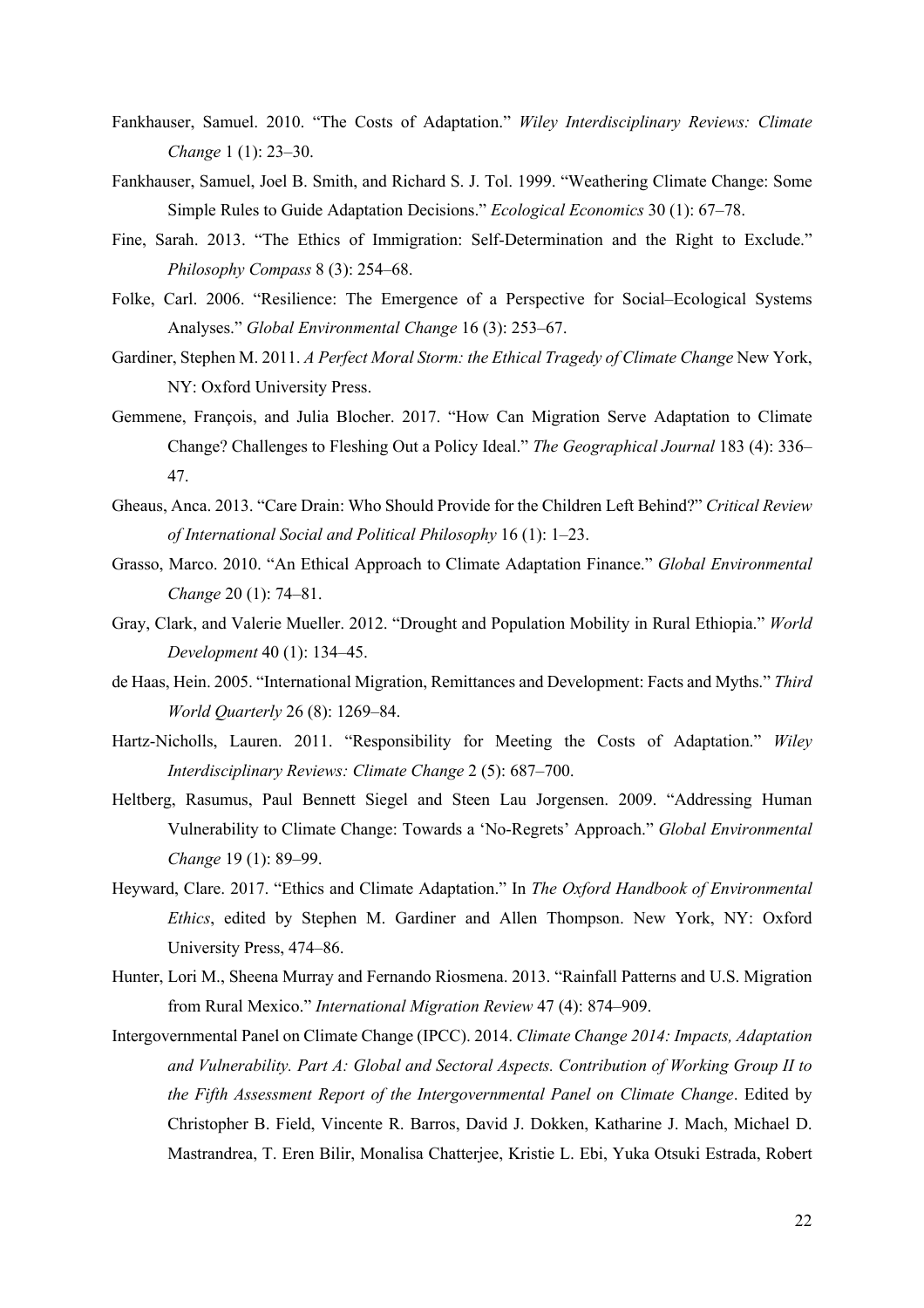Fankhauser, Samuel. 2010. "The Costs of Adaptation." *Wiley Interdisciplinary Reviews: Climate Change* 1 (1): 23–30.

Fankhauser, Samuel, Joel B. Smith, and Richard S. J. Tol. 1999. "Weathering Climate Change: Some Simple Rules to Guide Adaptation Decisions." *Ecological Economics* 30 (1): 67–78.

Fine, Sarah. 2013. "The Ethics of Immigration: Self-Determination and the Right to Exclude." *Philosophy Compass* 8 (3): 254–68.

Folke, Carl. 2006. "Resilience: The Emergence of a Perspective for Social–Ecological Systems Analyses." *Global Environmental Change* 16 (3): 253–67.

Gardiner, Stephen M. 2011. *A Perfect Moral Storm: the Ethical Tragedy of Climate Change* New York, NY: Oxford University Press.

Gemmene, François, and Julia Blocher. 2017. "How Can Migration Serve Adaptation to Climate Change? Challenges to Fleshing Out a Policy Ideal." *The Geographical Journal* 183 (4): 336–47.

Gheaus, Anca. 2013. "Care Drain: Who Should Provide for the Children Left Behind?" *Critical Review of International Social and Political Philosophy* 16 (1): 1–23.

Grasso, Marco. 2010. "An Ethical Approach to Climate Adaptation Finance." *Global Environmental Change* 20 (1): 74–81.

Gray, Clark, and Valerie Mueller. 2012. "Drought and Population Mobility in Rural Ethiopia." *World Development* 40 (1): 134–45.

de Haas, Hein. 2005. "International Migration, Remittances and Development: Facts and Myths." *Third World Quarterly* 26 (8): 1269–84.

Hartz-Nicholls, Lauren. 2011. "Responsibility for Meeting the Costs of Adaptation." *Wiley Interdisciplinary Reviews: Climate Change* 2 (5): 687–700.

Heltberg, Rasumus, Paul Bennett Siegel and Steen Lau Jorgensen. 2009. "Addressing Human Vulnerability to Climate Change: Towards a 'No-Regrets' Approach." *Global Environmental Change* 19 (1): 89–99.

Heyward, Clare. 2017. "Ethics and Climate Adaptation." In *The Oxford Handbook of Environmental Ethics*, edited by Stephen M. Gardiner and Allen Thompson. New York, NY: Oxford University Press, 474–86.

Hunter, Lori M., Sheena Murray and Fernando Riosmena. 2013. "Rainfall Patterns and U.S. Migration from Rural Mexico." *International Migration Review* 47 (4): 874–909.

Intergovernmental Panel on Climate Change (IPCC). 2014. *Climate Change 2014: Impacts, Adaptation and Vulnerability. Part A: Global and Sectoral Aspects. Contribution of Working Group II to the Fifth Assessment Report of the Intergovernmental Panel on Climate Change*. Edited by Christopher B. Field, Vincente R. Barros, David J. Dokken, Katharine J. Mach, Michael D. Mastrandrea, T. Eren Bilir, Monalisa Chatterjee, Kristie L. Ebi, Yuka Otsuki Estrada, Robert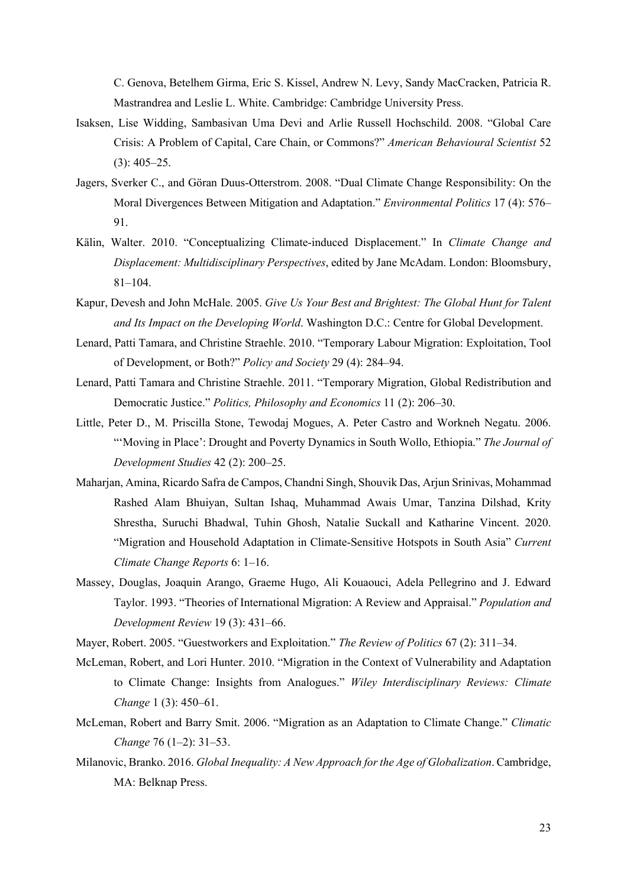C. Genova, Betelhem Girma, Eric S. Kissel, Andrew N. Levy, Sandy MacCracken, Patricia R. Mastrandrea and Leslie L. White. Cambridge: Cambridge University Press.

Isaksen, Lise Widding, Sambasivan Uma Devi and Arlie Russell Hochschild. 2008. "Global Care Crisis: A Problem of Capital, Care Chain, or Commons?" *American Behavioural Scientist* 52 (3): 405–25.

Jagers, Sverker C., and Göran Duus-Otterstrom. 2008. "Dual Climate Change Responsibility: On the Moral Divergences Between Mitigation and Adaptation." *Environmental Politics* 17 (4): 576–91.

Kälin, Walter. 2010. "Conceptualizing Climate-induced Displacement." In *Climate Change and Displacement: Multidisciplinary Perspectives*, edited by Jane McAdam. London: Bloomsbury, 81–104.

Kapur, Devesh and John McHale. 2005. *Give Us Your Best and Brightest: The Global Hunt for Talent and Its Impact on the Developing World*. Washington D.C.: Centre for Global Development.

Lenard, Patti Tamara, and Christine Straehle. 2010. "Temporary Labour Migration: Exploitation, Tool of Development, or Both?" *Policy and Society* 29 (4): 284–94.

Lenard, Patti Tamara and Christine Straehle. 2011. "Temporary Migration, Global Redistribution and Democratic Justice." *Politics, Philosophy and Economics* 11 (2): 206–30.

Little, Peter D., M. Priscilla Stone, Tewodaj Mogues, A. Peter Castro and Workneh Negatu. 2006. "'Moving in Place': Drought and Poverty Dynamics in South Wollo, Ethiopia." *The Journal of Development Studies* 42 (2): 200–25.

Maharjan, Amina, Ricardo Safra de Campos, Chandni Singh, Shouvik Das, Arjun Srinivas, Mohammad Rashed Alam Bhuiyan, Sultan Ishaq, Muhammad Awais Umar, Tanzina Dilshad, Krity Shrestha, Suruchi Bhadwal, Tuhin Ghosh, Natalie Suckall and Katharine Vincent. 2020. "Migration and Household Adaptation in Climate-Sensitive Hotspots in South Asia" *Current Climate Change Reports* 6: 1–16.

Massey, Douglas, Joaquin Arango, Graeme Hugo, Ali Kouaouci, Adela Pellegrino and J. Edward Taylor. 1993. "Theories of International Migration: A Review and Appraisal." *Population and Development Review* 19 (3): 431–66.

Mayer, Robert. 2005. "Guestworkers and Exploitation." *The Review of Politics* 67 (2): 311–34.

McLeman, Robert, and Lori Hunter. 2010. "Migration in the Context of Vulnerability and Adaptation to Climate Change: Insights from Analogues." *Wiley Interdisciplinary Reviews: Climate Change* 1 (3): 450–61.

McLeman, Robert and Barry Smit. 2006. "Migration as an Adaptation to Climate Change." *Climatic Change* 76 (1–2): 31–53.

Milanovic, Branko. 2016. *Global Inequality: A New Approach for the Age of Globalization*. Cambridge, MA: Belknap Press.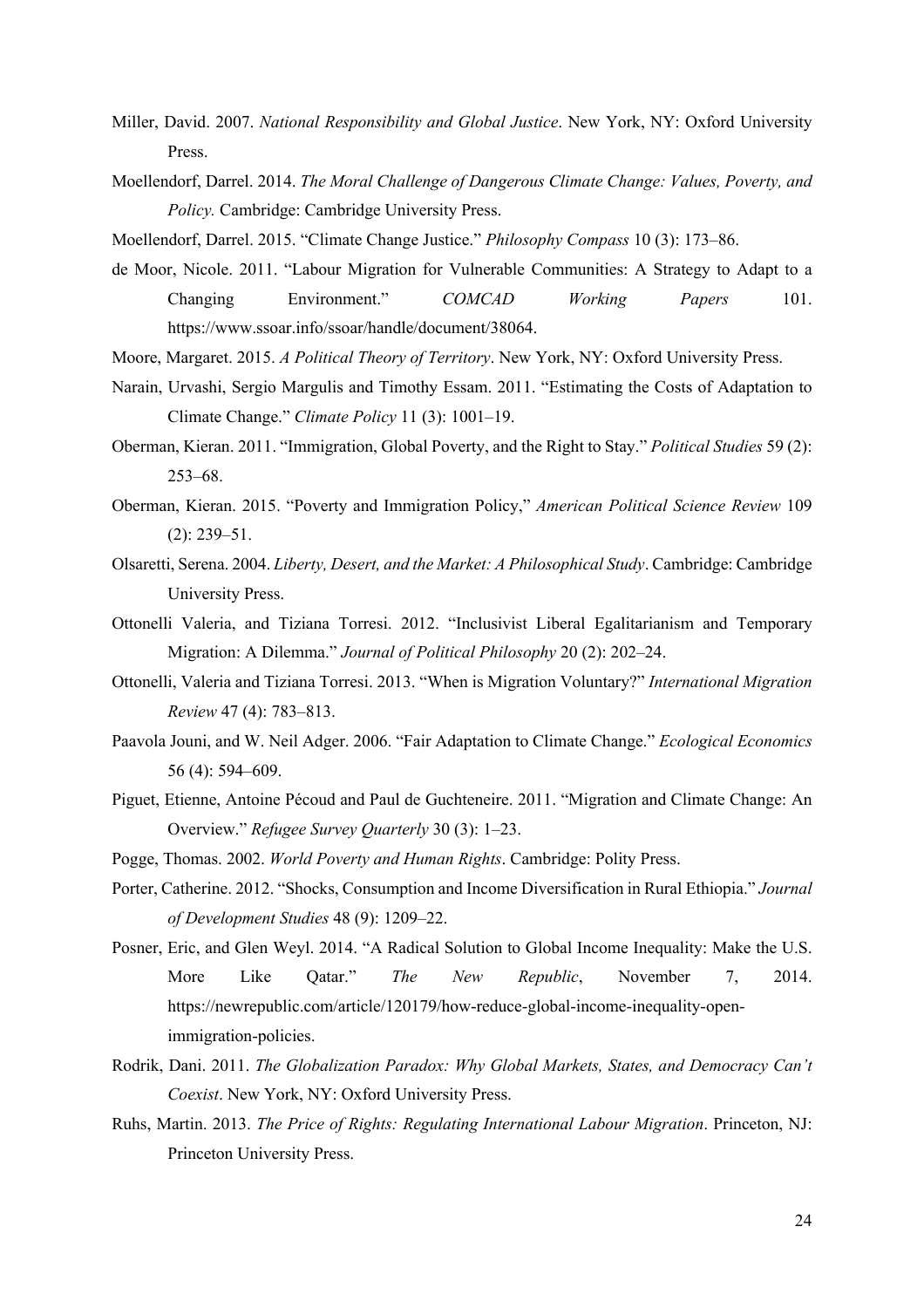Miller, David. 2007. *National Responsibility and Global Justice*. New York, NY: Oxford University Press.

Moellendorf, Darrel. 2014. *The Moral Challenge of Dangerous Climate Change: Values, Poverty, and Policy.* Cambridge: Cambridge University Press.

Moellendorf, Darrel. 2015. "Climate Change Justice." *Philosophy Compass* 10 (3): 173–86.

de Moor, Nicole. 2011. "Labour Migration for Vulnerable Communities: A Strategy to Adapt to a Changing Environment." *COMCAD Working Papers* 101. https://www.ssoar.info/ssoar/handle/document/38064.

Moore, Margaret. 2015. *A Political Theory of Territory*. New York, NY: Oxford University Press.

Narain, Urvashi, Sergio Margulis and Timothy Essam. 2011. "Estimating the Costs of Adaptation to Climate Change." *Climate Policy* 11 (3): 1001–19.

Oberman, Kieran. 2011. "Immigration, Global Poverty, and the Right to Stay." *Political Studies* 59 (2): 253–68.

Oberman, Kieran. 2015. "Poverty and Immigration Policy," *American Political Science Review* 109 (2): 239–51.

Olsaretti, Serena. 2004. *Liberty, Desert, and the Market: A Philosophical Study*. Cambridge: Cambridge University Press.

Ottonelli Valeria, and Tiziana Torresi. 2012. "Inclusivist Liberal Egalitarianism and Temporary Migration: A Dilemma." *Journal of Political Philosophy* 20 (2): 202–24.

Ottonelli, Valeria and Tiziana Torresi. 2013. "When is Migration Voluntary?" *International Migration Review* 47 (4): 783–813.

Paavola Jouni, and W. Neil Adger. 2006. "Fair Adaptation to Climate Change." *Ecological Economics* 56 (4): 594–609.

Piguet, Etienne, Antoine Pécoud and Paul de Guchteneire. 2011. "Migration and Climate Change: An Overview." *Refugee Survey Quarterly* 30 (3): 1–23.

Pogge, Thomas. 2002. *World Poverty and Human Rights*. Cambridge: Polity Press.

Porter, Catherine. 2012. "Shocks, Consumption and Income Diversification in Rural Ethiopia." *Journal of Development Studies* 48 (9): 1209–22.

Posner, Eric, and Glen Weyl. 2014. "A Radical Solution to Global Income Inequality: Make the U.S. More Like Qatar." *The New Republic*, November 7, 2014. https://newrepublic.com/article/120179/how-reduce-global-income-inequality-open-immigration-policies.

Rodrik, Dani. 2011. *The Globalization Paradox: Why Global Markets, States, and Democracy Can't Coexist*. New York, NY: Oxford University Press.

Ruhs, Martin. 2013. *The Price of Rights: Regulating International Labour Migration*. Princeton, NJ: Princeton University Press.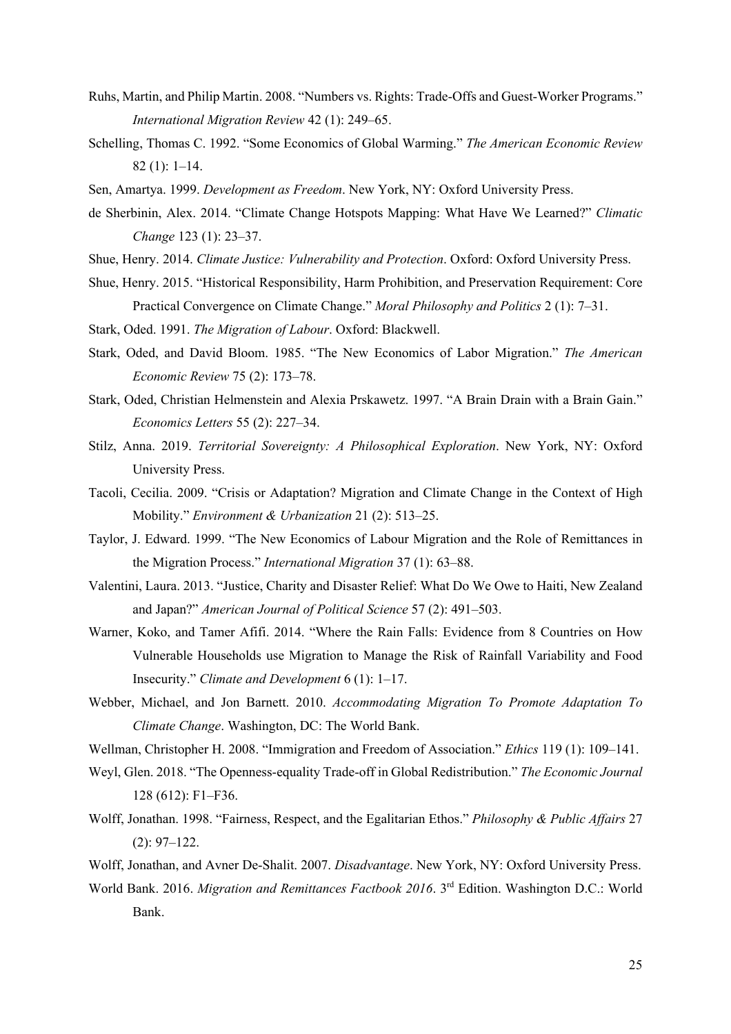Ruhs, Martin, and Philip Martin. 2008. "Numbers vs. Rights: Trade-Offs and Guest-Worker Programs." *International Migration Review* 42 (1): 249–65.

Schelling, Thomas C. 1992. "Some Economics of Global Warming." *The American Economic Review* 82 (1): 1–14.

Sen, Amartya. 1999. *Development as Freedom*. New York, NY: Oxford University Press.

de Sherbinin, Alex. 2014. "Climate Change Hotspots Mapping: What Have We Learned?" *Climatic Change* 123 (1): 23–37.

Shue, Henry. 2014. *Climate Justice: Vulnerability and Protection*. Oxford: Oxford University Press.

Shue, Henry. 2015. "Historical Responsibility, Harm Prohibition, and Preservation Requirement: Core Practical Convergence on Climate Change." *Moral Philosophy and Politics* 2 (1): 7–31.

Stark, Oded. 1991. *The Migration of Labour*. Oxford: Blackwell.

Stark, Oded, and David Bloom. 1985. "The New Economics of Labor Migration." *The American Economic Review* 75 (2): 173–78.

Stark, Oded, Christian Helmenstein and Alexia Prskawetz. 1997. "A Brain Drain with a Brain Gain." *Economics Letters* 55 (2): 227–34.

Stilz, Anna. 2019. *Territorial Sovereignty: A Philosophical Exploration*. New York, NY: Oxford University Press.

Tacoli, Cecilia. 2009. "Crisis or Adaptation? Migration and Climate Change in the Context of High Mobility." *Environment & Urbanization* 21 (2): 513–25.

Taylor, J. Edward. 1999. "The New Economics of Labour Migration and the Role of Remittances in the Migration Process." *International Migration* 37 (1): 63–88.

Valentini, Laura. 2013. "Justice, Charity and Disaster Relief: What Do We Owe to Haiti, New Zealand and Japan?" *American Journal of Political Science* 57 (2): 491–503.

Warner, Koko, and Tamer Afifi. 2014. "Where the Rain Falls: Evidence from 8 Countries on How Vulnerable Households use Migration to Manage the Risk of Rainfall Variability and Food Insecurity." *Climate and Development* 6 (1): 1–17.

Webber, Michael, and Jon Barnett. 2010. *Accommodating Migration To Promote Adaptation To Climate Change*. Washington, DC: The World Bank.

Wellman, Christopher H. 2008. "Immigration and Freedom of Association." *Ethics* 119 (1): 109–141.

Weyl, Glen. 2018. "The Openness-equality Trade-off in Global Redistribution." *The Economic Journal* 128 (612): F1–F36.

Wolff, Jonathan. 1998. "Fairness, Respect, and the Egalitarian Ethos." *Philosophy & Public Affairs* 27 (2): 97–122.

Wolff, Jonathan, and Avner De-Shalit. 2007. *Disadvantage*. New York, NY: Oxford University Press.

World Bank. 2016. *Migration and Remittances Factbook 2016*. 3rd Edition. Washington D.C.: World Bank.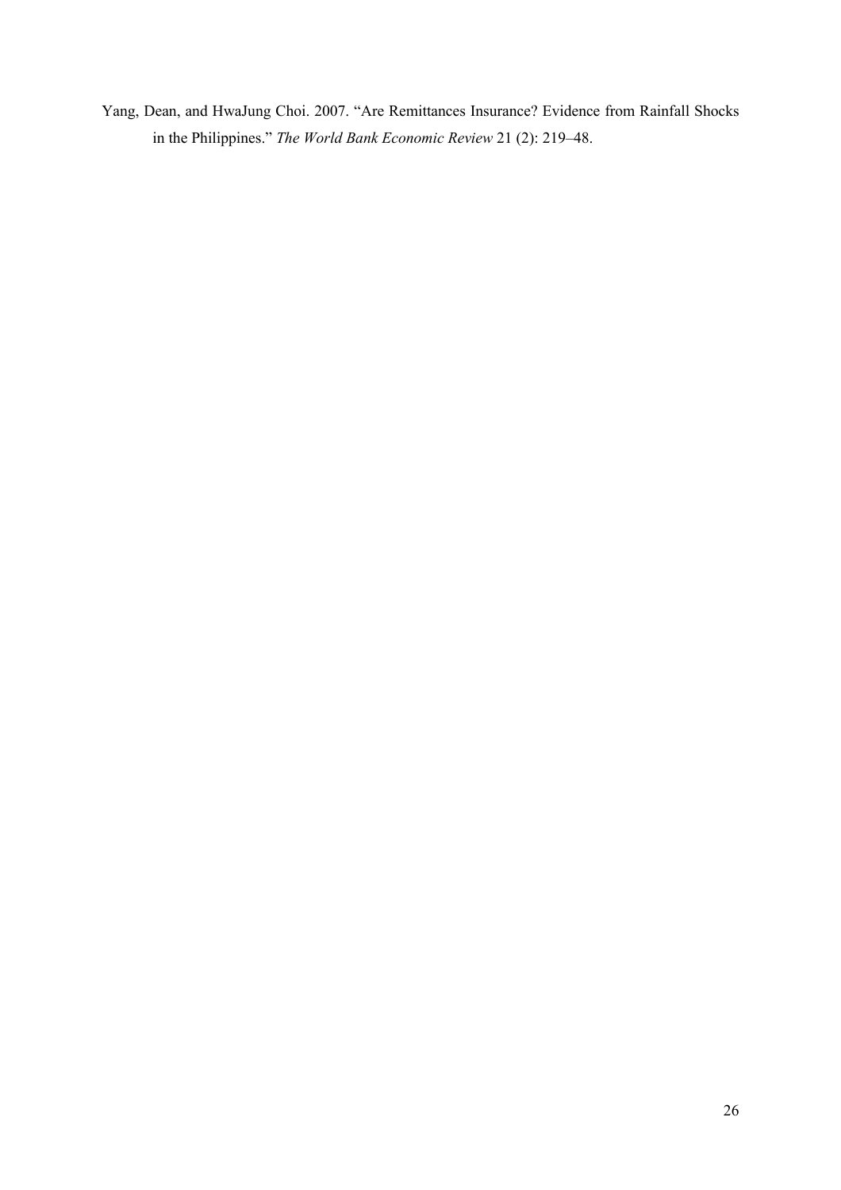Yang, Dean, and HwaJung Choi. 2007. "Are Remittances Insurance? Evidence from Rainfall Shocks in the Philippines." *The World Bank Economic Review* 21 (2): 219–48.